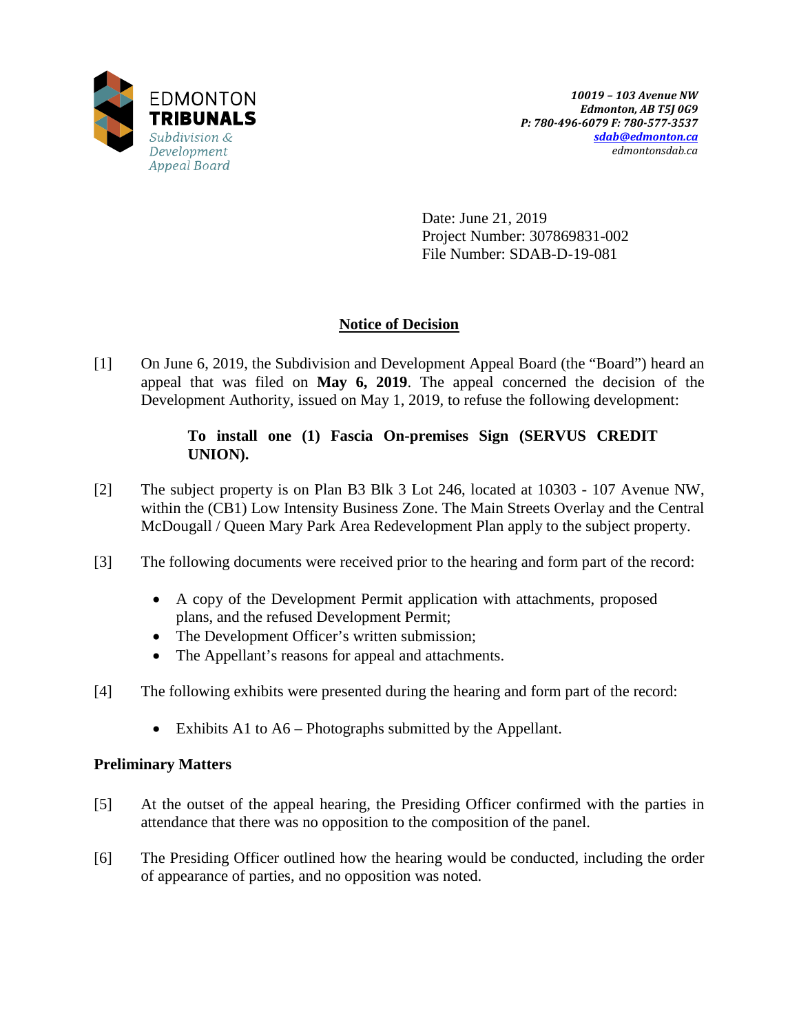EDMONTON **TRIBUNALS**
*Subdivision & Development Appeal Board*

***10019 – 103 Avenue NW***
***Edmonton, AB T5J 0G9***
***P: 780-496-6079 F: 780-577-3537***
***sdab@edmonton.ca***
*edmontonsdab.ca*

Date: June 21, 2019
Project Number: 307869831-002
File Number: SDAB-D-19-081

## Notice of Decision

[1] On June 6, 2019, the Subdivision and Development Appeal Board (the "Board") heard an appeal that was filed on **May 6, 2019**. The appeal concerned the decision of the Development Authority, issued on May 1, 2019, to refuse the following development:

> **To install one (1) Fascia On-premises Sign (SERVUS CREDIT UNION).**

[2] The subject property is on Plan B3 Blk 3 Lot 246, located at 10303 - 107 Avenue NW, within the (CB1) Low Intensity Business Zone. The Main Streets Overlay and the Central McDougall / Queen Mary Park Area Redevelopment Plan apply to the subject property.

[3] The following documents were received prior to the hearing and form part of the record:

- A copy of the Development Permit application with attachments, proposed plans, and the refused Development Permit;
- The Development Officer's written submission;
- The Appellant's reasons for appeal and attachments.

[4] The following exhibits were presented during the hearing and form part of the record:

- Exhibits A1 to A6 – Photographs submitted by the Appellant.

### Preliminary Matters

[5] At the outset of the appeal hearing, the Presiding Officer confirmed with the parties in attendance that there was no opposition to the composition of the panel.

[6] The Presiding Officer outlined how the hearing would be conducted, including the order of appearance of parties, and no opposition was noted.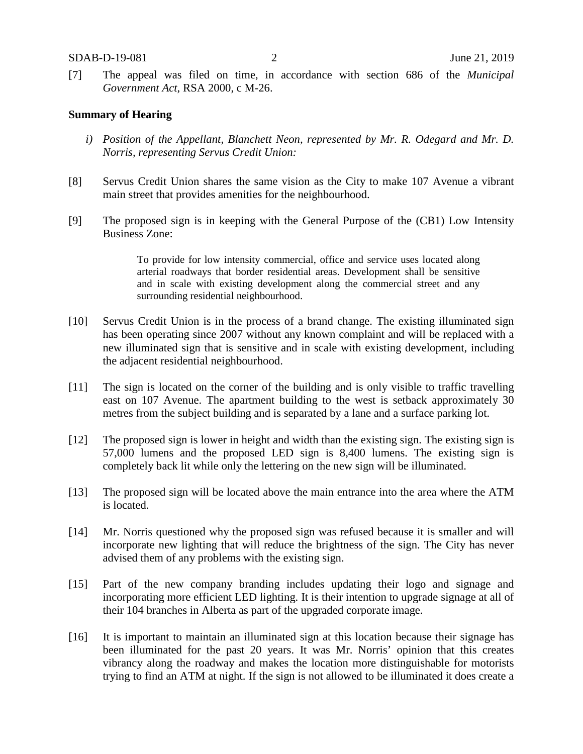[7] The appeal was filed on time, in accordance with section 686 of the *Municipal Government Act*, RSA 2000, c M-26.

**Summary of Hearing**

*i) Position of the Appellant, Blanchett Neon, represented by Mr. R. Odegard and Mr. D. Norris, representing Servus Credit Union:*

[8] Servus Credit Union shares the same vision as the City to make 107 Avenue a vibrant main street that provides amenities for the neighbourhood.

[9] The proposed sign is in keeping with the General Purpose of the (CB1) Low Intensity Business Zone:

> To provide for low intensity commercial, office and service uses located along arterial roadways that border residential areas. Development shall be sensitive and in scale with existing development along the commercial street and any surrounding residential neighbourhood.

[10] Servus Credit Union is in the process of a brand change. The existing illuminated sign has been operating since 2007 without any known complaint and will be replaced with a new illuminated sign that is sensitive and in scale with existing development, including the adjacent residential neighbourhood.

[11] The sign is located on the corner of the building and is only visible to traffic travelling east on 107 Avenue. The apartment building to the west is setback approximately 30 metres from the subject building and is separated by a lane and a surface parking lot.

[12] The proposed sign is lower in height and width than the existing sign. The existing sign is 57,000 lumens and the proposed LED sign is 8,400 lumens. The existing sign is completely back lit while only the lettering on the new sign will be illuminated.

[13] The proposed sign will be located above the main entrance into the area where the ATM is located.

[14] Mr. Norris questioned why the proposed sign was refused because it is smaller and will incorporate new lighting that will reduce the brightness of the sign. The City has never advised them of any problems with the existing sign.

[15] Part of the new company branding includes updating their logo and signage and incorporating more efficient LED lighting. It is their intention to upgrade signage at all of their 104 branches in Alberta as part of the upgraded corporate image.

[16] It is important to maintain an illuminated sign at this location because their signage has been illuminated for the past 20 years. It was Mr. Norris' opinion that this creates vibrancy along the roadway and makes the location more distinguishable for motorists trying to find an ATM at night. If the sign is not allowed to be illuminated it does create a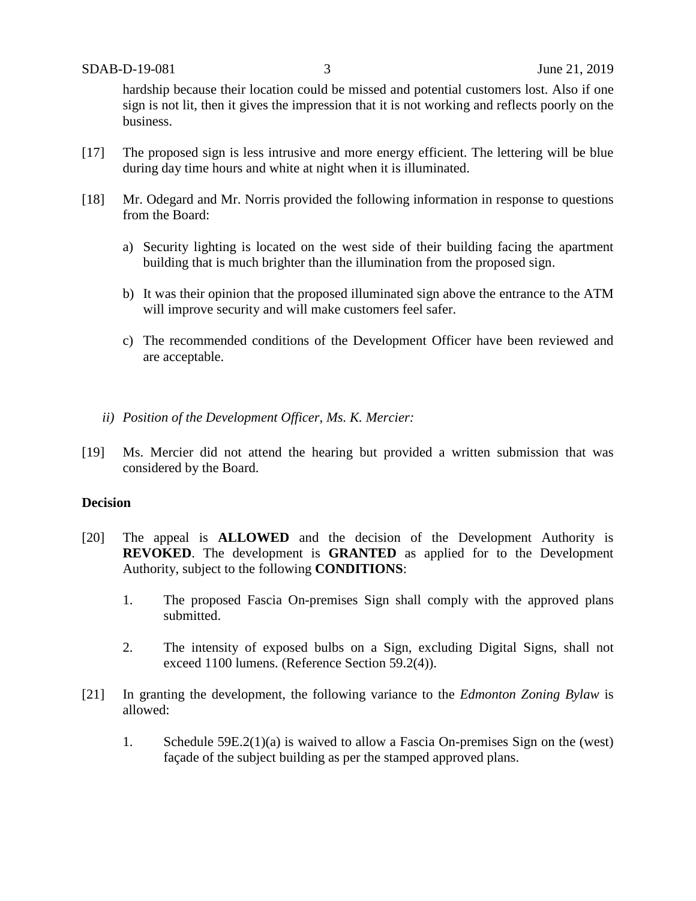hardship because their location could be missed and potential customers lost. Also if one sign is not lit, then it gives the impression that it is not working and reflects poorly on the business.

[17] The proposed sign is less intrusive and more energy efficient. The lettering will be blue during day time hours and white at night when it is illuminated.

[18] Mr. Odegard and Mr. Norris provided the following information in response to questions from the Board:

a) Security lighting is located on the west side of their building facing the apartment building that is much brighter than the illumination from the proposed sign.

b) It was their opinion that the proposed illuminated sign above the entrance to the ATM will improve security and will make customers feel safer.

c) The recommended conditions of the Development Officer have been reviewed and are acceptable.

*ii) Position of the Development Officer, Ms. K. Mercier:*

[19] Ms. Mercier did not attend the hearing but provided a written submission that was considered by the Board.

**Decision**

[20] The appeal is **ALLOWED** and the decision of the Development Authority is **REVOKED**. The development is **GRANTED** as applied for to the Development Authority, subject to the following **CONDITIONS**:

1. The proposed Fascia On-premises Sign shall comply with the approved plans submitted.

2. The intensity of exposed bulbs on a Sign, excluding Digital Signs, shall not exceed 1100 lumens. (Reference Section 59.2(4)).

[21] In granting the development, the following variance to the *Edmonton Zoning Bylaw* is allowed:

1. Schedule 59E.2(1)(a) is waived to allow a Fascia On-premises Sign on the (west) façade of the subject building as per the stamped approved plans.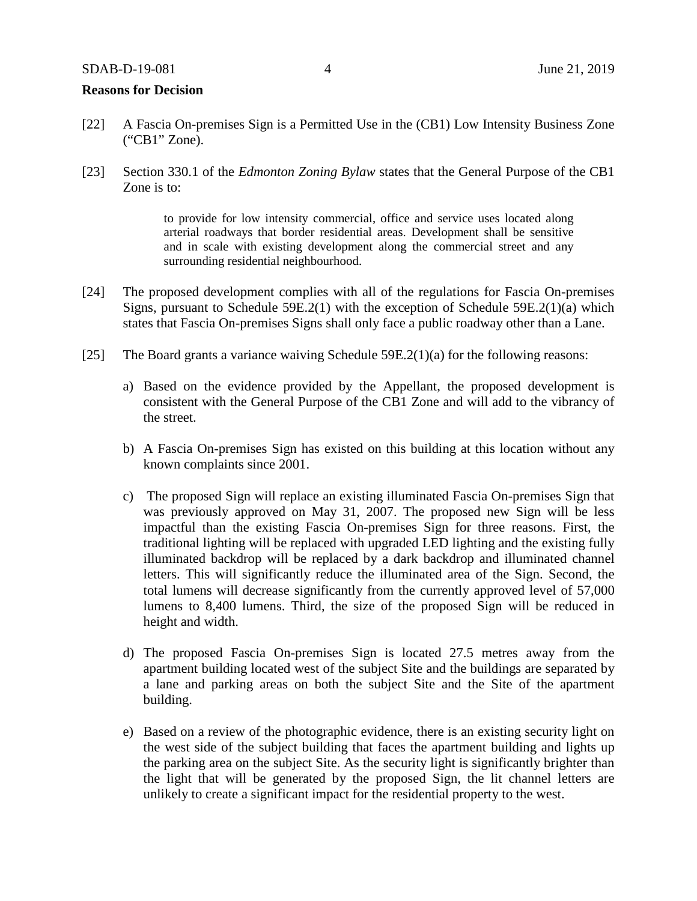**Reasons for Decision**

[22] A Fascia On-premises Sign is a Permitted Use in the (CB1) Low Intensity Business Zone ("CB1" Zone).

[23] Section 330.1 of the *Edmonton Zoning Bylaw* states that the General Purpose of the CB1 Zone is to:

> to provide for low intensity commercial, office and service uses located along arterial roadways that border residential areas. Development shall be sensitive and in scale with existing development along the commercial street and any surrounding residential neighbourhood.

[24] The proposed development complies with all of the regulations for Fascia On-premises Signs, pursuant to Schedule 59E.2(1) with the exception of Schedule 59E.2(1)(a) which states that Fascia On-premises Signs shall only face a public roadway other than a Lane.

[25] The Board grants a variance waiving Schedule 59E.2(1)(a) for the following reasons:

a) Based on the evidence provided by the Appellant, the proposed development is consistent with the General Purpose of the CB1 Zone and will add to the vibrancy of the street.

b) A Fascia On-premises Sign has existed on this building at this location without any known complaints since 2001.

c) The proposed Sign will replace an existing illuminated Fascia On-premises Sign that was previously approved on May 31, 2007. The proposed new Sign will be less impactful than the existing Fascia On-premises Sign for three reasons. First, the traditional lighting will be replaced with upgraded LED lighting and the existing fully illuminated backdrop will be replaced by a dark backdrop and illuminated channel letters. This will significantly reduce the illuminated area of the Sign. Second, the total lumens will decrease significantly from the currently approved level of 57,000 lumens to 8,400 lumens. Third, the size of the proposed Sign will be reduced in height and width.

d) The proposed Fascia On-premises Sign is located 27.5 metres away from the apartment building located west of the subject Site and the buildings are separated by a lane and parking areas on both the subject Site and the Site of the apartment building.

e) Based on a review of the photographic evidence, there is an existing security light on the west side of the subject building that faces the apartment building and lights up the parking area on the subject Site. As the security light is significantly brighter than the light that will be generated by the proposed Sign, the lit channel letters are unlikely to create a significant impact for the residential property to the west.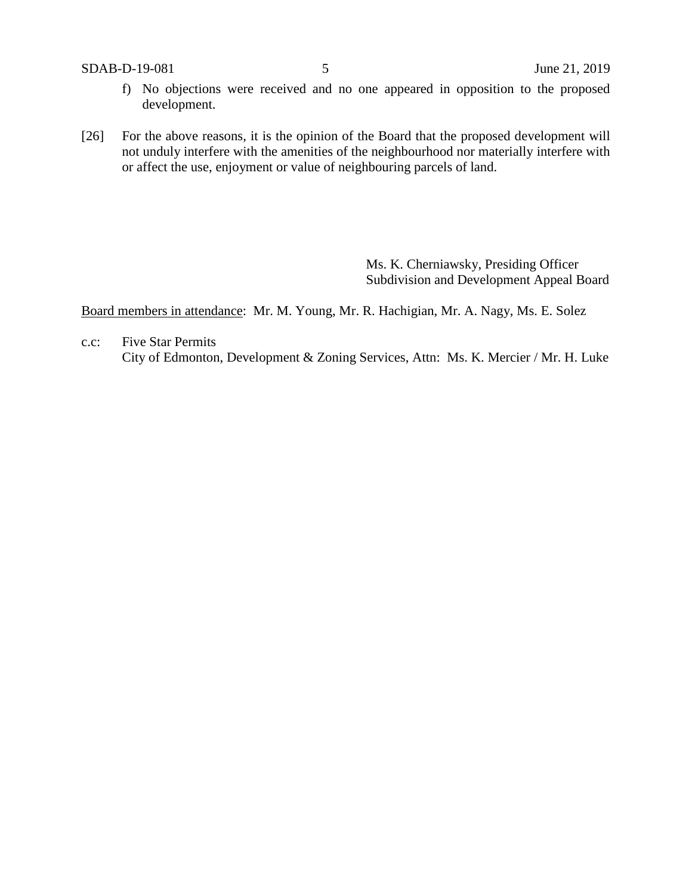f) No objections were received and no one appeared in opposition to the proposed development.

[26] For the above reasons, it is the opinion of the Board that the proposed development will not unduly interfere with the amenities of the neighbourhood nor materially interfere with or affect the use, enjoyment or value of neighbouring parcels of land.

Ms. K. Cherniawsky, Presiding Officer
Subdivision and Development Appeal Board

Board members in attendance: Mr. M. Young, Mr. R. Hachigian, Mr. A. Nagy, Ms. E. Solez

c.c: Five Star Permits
City of Edmonton, Development & Zoning Services, Attn: Ms. K. Mercier / Mr. H. Luke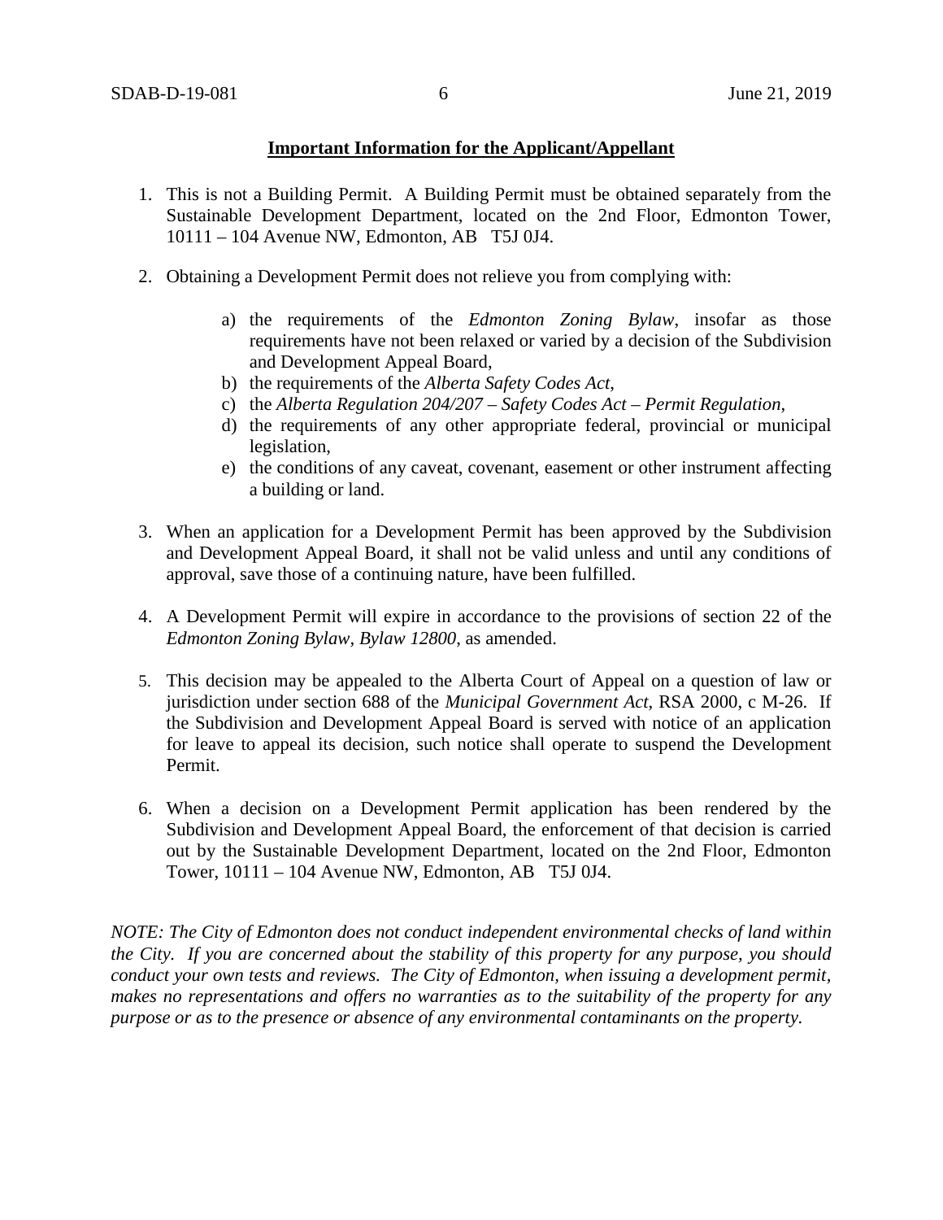**Important Information for the Applicant/Appellant**

1. This is not a Building Permit. A Building Permit must be obtained separately from the Sustainable Development Department, located on the 2nd Floor, Edmonton Tower, 10111 – 104 Avenue NW, Edmonton, AB T5J 0J4.

2. Obtaining a Development Permit does not relieve you from complying with:

   a) the requirements of the *Edmonton Zoning Bylaw*, insofar as those requirements have not been relaxed or varied by a decision of the Subdivision and Development Appeal Board,
   b) the requirements of the *Alberta Safety Codes Act*,
   c) the *Alberta Regulation 204/207 – Safety Codes Act – Permit Regulation*,
   d) the requirements of any other appropriate federal, provincial or municipal legislation,
   e) the conditions of any caveat, covenant, easement or other instrument affecting a building or land.

3. When an application for a Development Permit has been approved by the Subdivision and Development Appeal Board, it shall not be valid unless and until any conditions of approval, save those of a continuing nature, have been fulfilled.

4. A Development Permit will expire in accordance to the provisions of section 22 of the *Edmonton Zoning Bylaw, Bylaw 12800*, as amended.

5. This decision may be appealed to the Alberta Court of Appeal on a question of law or jurisdiction under section 688 of the *Municipal Government Act*, RSA 2000, c M-26. If the Subdivision and Development Appeal Board is served with notice of an application for leave to appeal its decision, such notice shall operate to suspend the Development Permit.

6. When a decision on a Development Permit application has been rendered by the Subdivision and Development Appeal Board, the enforcement of that decision is carried out by the Sustainable Development Department, located on the 2nd Floor, Edmonton Tower, 10111 – 104 Avenue NW, Edmonton, AB T5J 0J4.

*NOTE: The City of Edmonton does not conduct independent environmental checks of land within the City. If you are concerned about the stability of this property for any purpose, you should conduct your own tests and reviews. The City of Edmonton, when issuing a development permit, makes no representations and offers no warranties as to the suitability of the property for any purpose or as to the presence or absence of any environmental contaminants on the property.*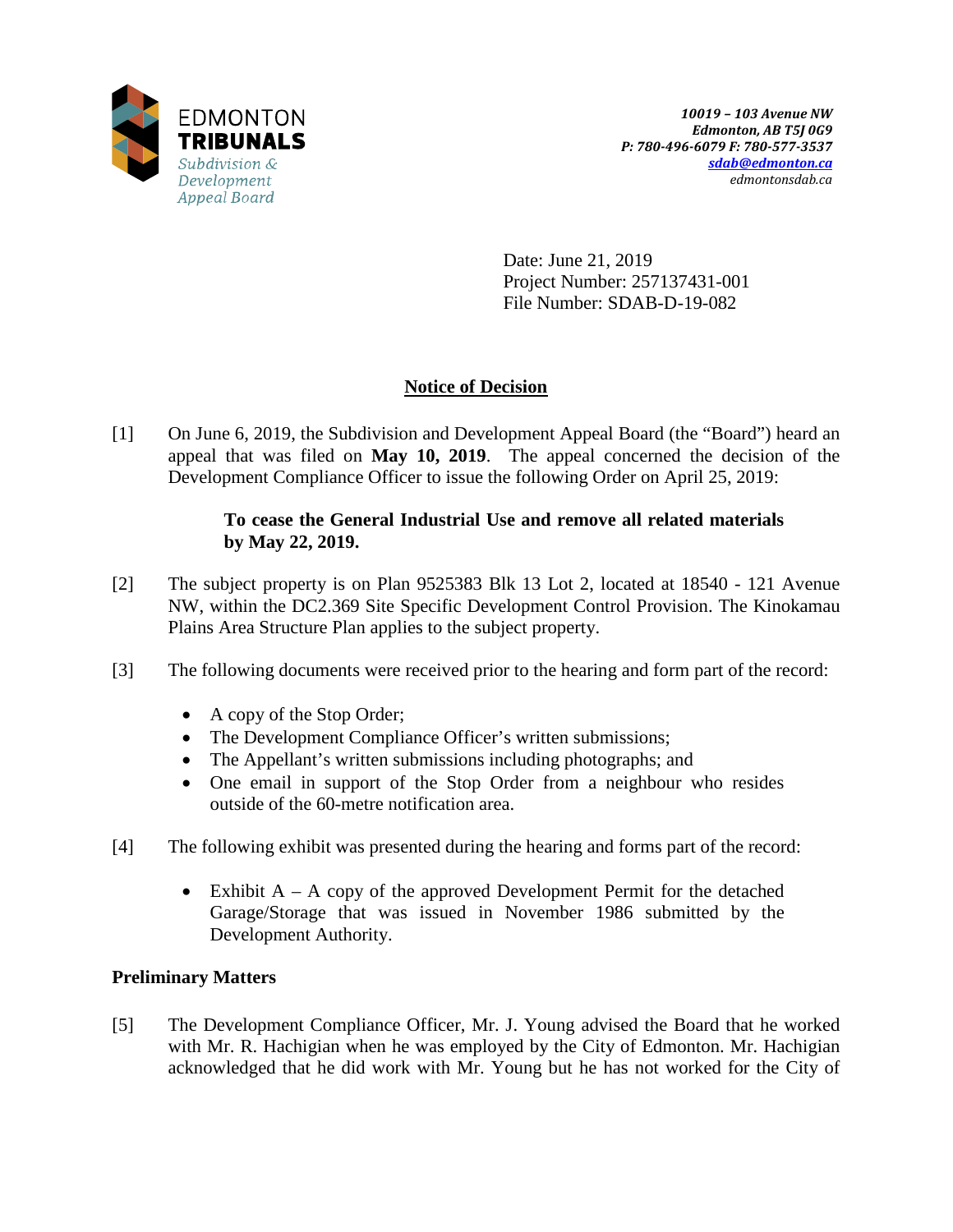EDMONTON
**TRIBUNALS**
*Subdivision & Development Appeal Board*

*10019 – 103 Avenue NW*
*Edmonton, AB T5J 0G9*
*P: 780-496-6079 F: 780-577-3537*
*sdab@edmonton.ca*
*edmontonsdab.ca*

Date: June 21, 2019
Project Number: 257137431-001
File Number: SDAB-D-19-082

## Notice of Decision

[1] On June 6, 2019, the Subdivision and Development Appeal Board (the "Board") heard an appeal that was filed on **May 10, 2019**. The appeal concerned the decision of the Development Compliance Officer to issue the following Order on April 25, 2019:

> **To cease the General Industrial Use and remove all related materials by May 22, 2019.**

[2] The subject property is on Plan 9525383 Blk 13 Lot 2, located at 18540 - 121 Avenue NW, within the DC2.369 Site Specific Development Control Provision. The Kinokamau Plains Area Structure Plan applies to the subject property.

[3] The following documents were received prior to the hearing and form part of the record:

- A copy of the Stop Order;
- The Development Compliance Officer's written submissions;
- The Appellant's written submissions including photographs; and
- One email in support of the Stop Order from a neighbour who resides outside of the 60-metre notification area.

[4] The following exhibit was presented during the hearing and forms part of the record:

- Exhibit A – A copy of the approved Development Permit for the detached Garage/Storage that was issued in November 1986 submitted by the Development Authority.

### Preliminary Matters

[5] The Development Compliance Officer, Mr. J. Young advised the Board that he worked with Mr. R. Hachigian when he was employed by the City of Edmonton. Mr. Hachigian acknowledged that he did work with Mr. Young but he has not worked for the City of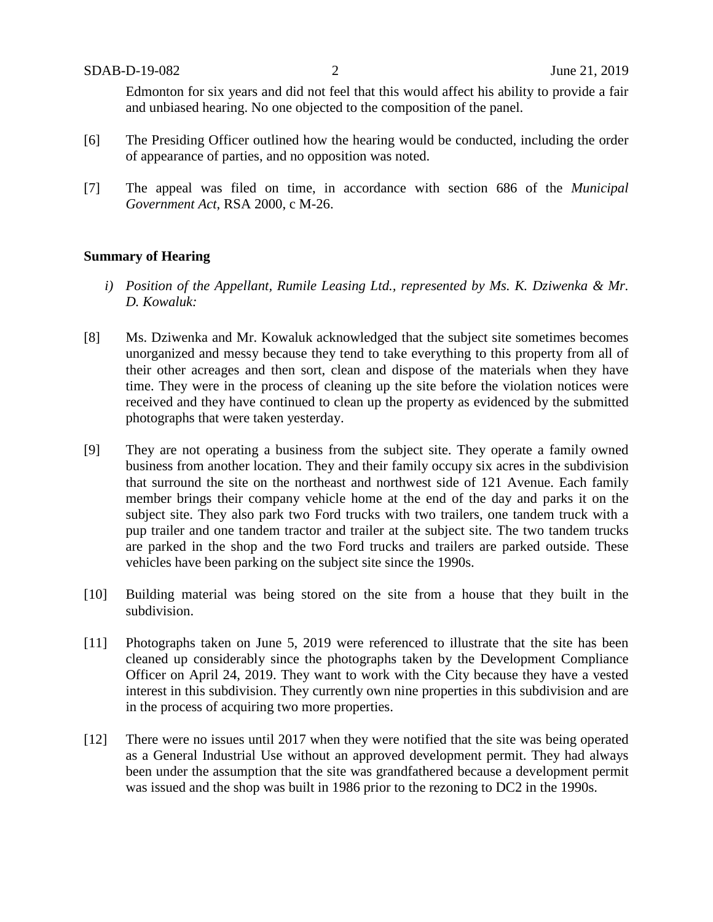Edmonton for six years and did not feel that this would affect his ability to provide a fair and unbiased hearing. No one objected to the composition of the panel.

[6] The Presiding Officer outlined how the hearing would be conducted, including the order of appearance of parties, and no opposition was noted.

[7] The appeal was filed on time, in accordance with section 686 of the *Municipal Government Act*, RSA 2000, c M-26.

**Summary of Hearing**

*i) Position of the Appellant, Rumile Leasing Ltd., represented by Ms. K. Dziwenka & Mr. D. Kowaluk:*

[8] Ms. Dziwenka and Mr. Kowaluk acknowledged that the subject site sometimes becomes unorganized and messy because they tend to take everything to this property from all of their other acreages and then sort, clean and dispose of the materials when they have time. They were in the process of cleaning up the site before the violation notices were received and they have continued to clean up the property as evidenced by the submitted photographs that were taken yesterday.

[9] They are not operating a business from the subject site. They operate a family owned business from another location. They and their family occupy six acres in the subdivision that surround the site on the northeast and northwest side of 121 Avenue. Each family member brings their company vehicle home at the end of the day and parks it on the subject site. They also park two Ford trucks with two trailers, one tandem truck with a pup trailer and one tandem tractor and trailer at the subject site. The two tandem trucks are parked in the shop and the two Ford trucks and trailers are parked outside. These vehicles have been parking on the subject site since the 1990s.

[10] Building material was being stored on the site from a house that they built in the subdivision.

[11] Photographs taken on June 5, 2019 were referenced to illustrate that the site has been cleaned up considerably since the photographs taken by the Development Compliance Officer on April 24, 2019. They want to work with the City because they have a vested interest in this subdivision. They currently own nine properties in this subdivision and are in the process of acquiring two more properties.

[12] There were no issues until 2017 when they were notified that the site was being operated as a General Industrial Use without an approved development permit. They had always been under the assumption that the site was grandfathered because a development permit was issued and the shop was built in 1986 prior to the rezoning to DC2 in the 1990s.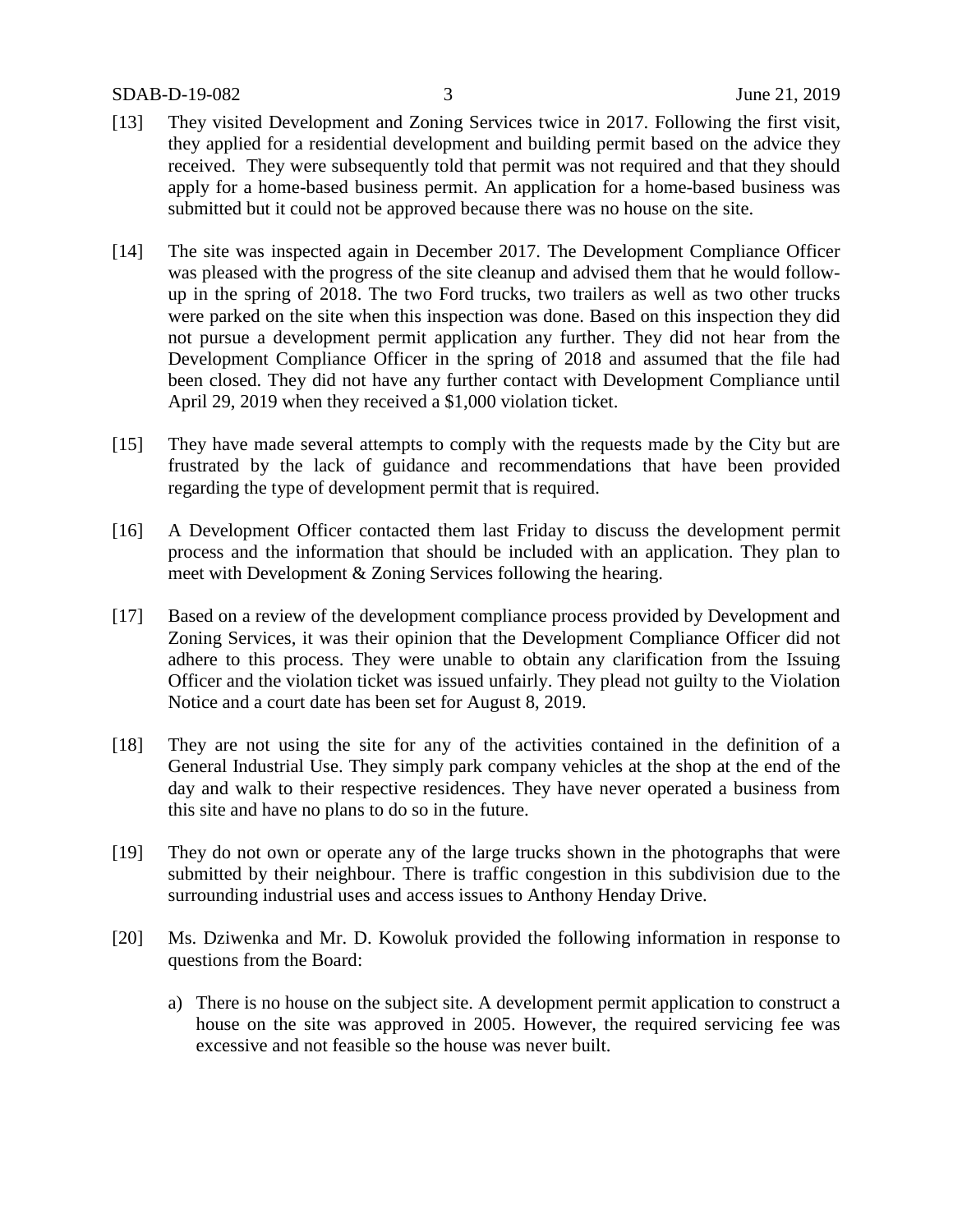[13] They visited Development and Zoning Services twice in 2017. Following the first visit, they applied for a residential development and building permit based on the advice they received. They were subsequently told that permit was not required and that they should apply for a home-based business permit. An application for a home-based business was submitted but it could not be approved because there was no house on the site.

[14] The site was inspected again in December 2017. The Development Compliance Officer was pleased with the progress of the site cleanup and advised them that he would follow-up in the spring of 2018. The two Ford trucks, two trailers as well as two other trucks were parked on the site when this inspection was done. Based on this inspection they did not pursue a development permit application any further. They did not hear from the Development Compliance Officer in the spring of 2018 and assumed that the file had been closed. They did not have any further contact with Development Compliance until April 29, 2019 when they received a $1,000 violation ticket.

[15] They have made several attempts to comply with the requests made by the City but are frustrated by the lack of guidance and recommendations that have been provided regarding the type of development permit that is required.

[16] A Development Officer contacted them last Friday to discuss the development permit process and the information that should be included with an application. They plan to meet with Development & Zoning Services following the hearing.

[17] Based on a review of the development compliance process provided by Development and Zoning Services, it was their opinion that the Development Compliance Officer did not adhere to this process. They were unable to obtain any clarification from the Issuing Officer and the violation ticket was issued unfairly. They plead not guilty to the Violation Notice and a court date has been set for August 8, 2019.

[18] They are not using the site for any of the activities contained in the definition of a General Industrial Use. They simply park company vehicles at the shop at the end of the day and walk to their respective residences. They have never operated a business from this site and have no plans to do so in the future.

[19] They do not own or operate any of the large trucks shown in the photographs that were submitted by their neighbour. There is traffic congestion in this subdivision due to the surrounding industrial uses and access issues to Anthony Henday Drive.

[20] Ms. Dziwenka and Mr. D. Kowoluk provided the following information in response to questions from the Board:

a) There is no house on the subject site. A development permit application to construct a house on the site was approved in 2005. However, the required servicing fee was excessive and not feasible so the house was never built.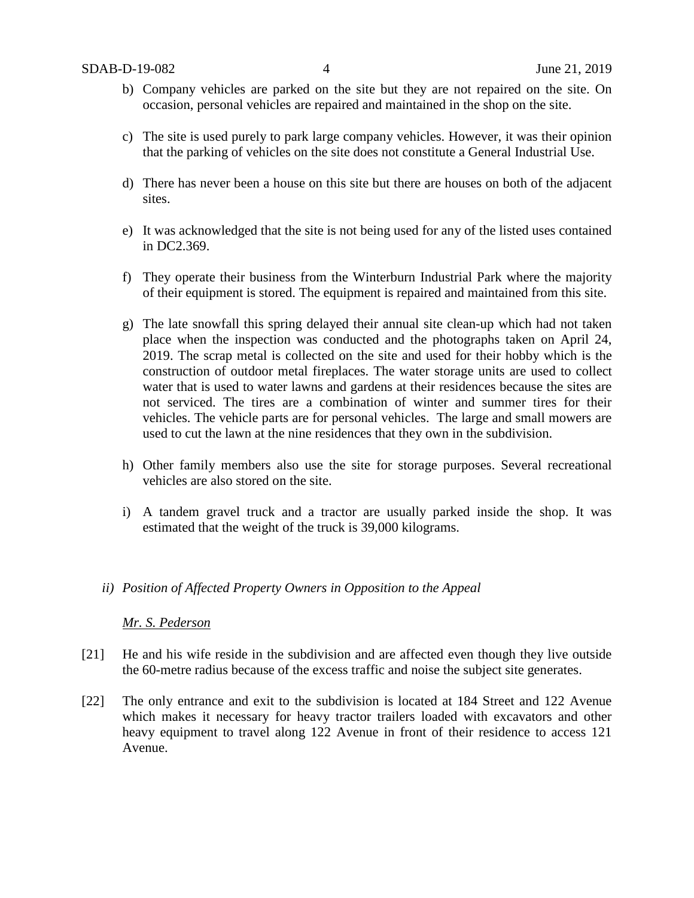b) Company vehicles are parked on the site but they are not repaired on the site. On occasion, personal vehicles are repaired and maintained in the shop on the site.

c) The site is used purely to park large company vehicles. However, it was their opinion that the parking of vehicles on the site does not constitute a General Industrial Use.

d) There has never been a house on this site but there are houses on both of the adjacent sites.

e) It was acknowledged that the site is not being used for any of the listed uses contained in DC2.369.

f) They operate their business from the Winterburn Industrial Park where the majority of their equipment is stored. The equipment is repaired and maintained from this site.

g) The late snowfall this spring delayed their annual site clean-up which had not taken place when the inspection was conducted and the photographs taken on April 24, 2019. The scrap metal is collected on the site and used for their hobby which is the construction of outdoor metal fireplaces. The water storage units are used to collect water that is used to water lawns and gardens at their residences because the sites are not serviced. The tires are a combination of winter and summer tires for their vehicles. The vehicle parts are for personal vehicles. The large and small mowers are used to cut the lawn at the nine residences that they own in the subdivision.

h) Other family members also use the site for storage purposes. Several recreational vehicles are also stored on the site.

i) A tandem gravel truck and a tractor are usually parked inside the shop. It was estimated that the weight of the truck is 39,000 kilograms.

*ii) Position of Affected Property Owners in Opposition to the Appeal*

*Mr. S. Pederson*

[21] He and his wife reside in the subdivision and are affected even though they live outside the 60-metre radius because of the excess traffic and noise the subject site generates.

[22] The only entrance and exit to the subdivision is located at 184 Street and 122 Avenue which makes it necessary for heavy tractor trailers loaded with excavators and other heavy equipment to travel along 122 Avenue in front of their residence to access 121 Avenue.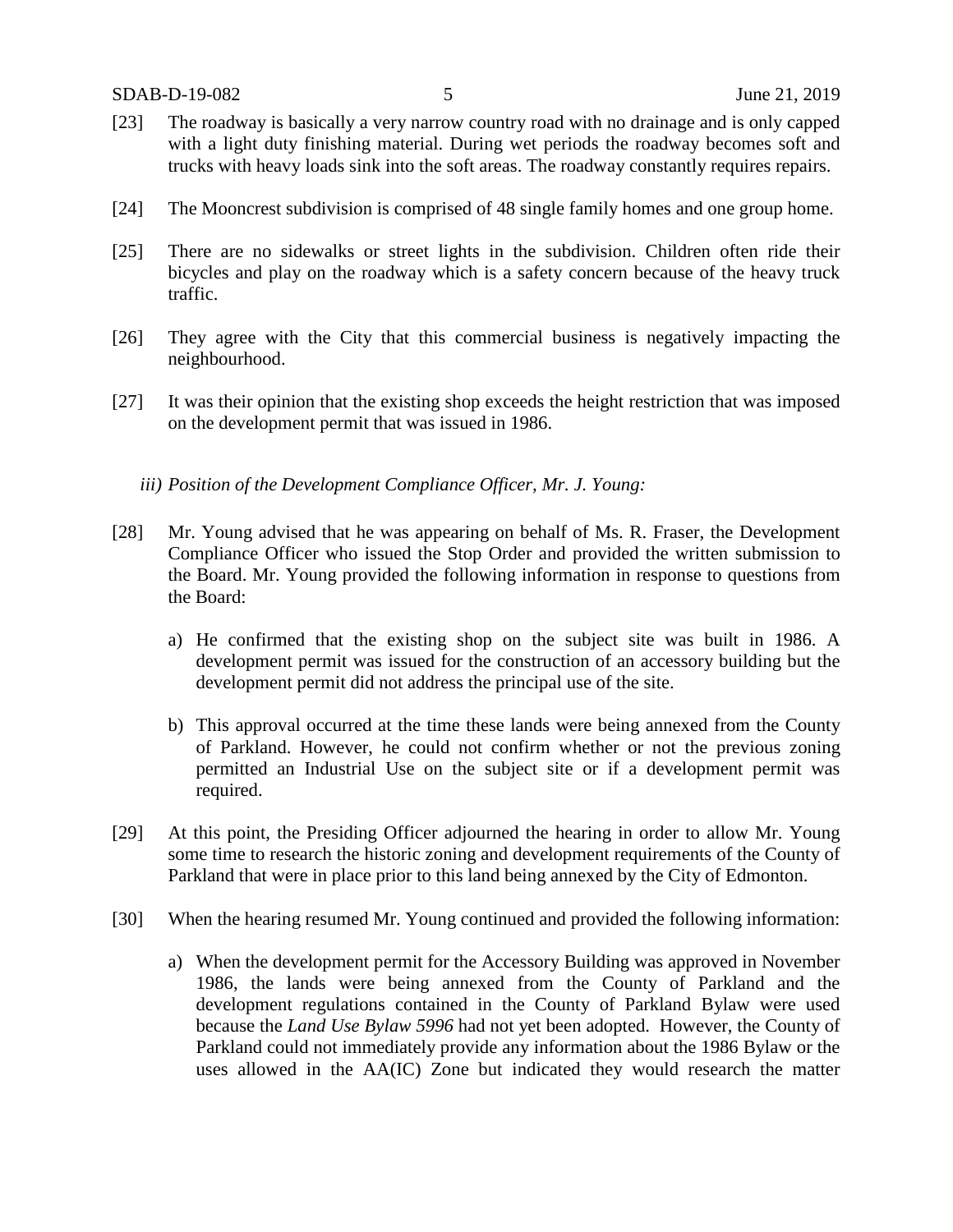[23] The roadway is basically a very narrow country road with no drainage and is only capped with a light duty finishing material. During wet periods the roadway becomes soft and trucks with heavy loads sink into the soft areas. The roadway constantly requires repairs.

[24] The Mooncrest subdivision is comprised of 48 single family homes and one group home.

[25] There are no sidewalks or street lights in the subdivision. Children often ride their bicycles and play on the roadway which is a safety concern because of the heavy truck traffic.

[26] They agree with the City that this commercial business is negatively impacting the neighbourhood.

[27] It was their opinion that the existing shop exceeds the height restriction that was imposed on the development permit that was issued in 1986.

*iii) Position of the Development Compliance Officer, Mr. J. Young:*

[28] Mr. Young advised that he was appearing on behalf of Ms. R. Fraser, the Development Compliance Officer who issued the Stop Order and provided the written submission to the Board. Mr. Young provided the following information in response to questions from the Board:

a) He confirmed that the existing shop on the subject site was built in 1986. A development permit was issued for the construction of an accessory building but the development permit did not address the principal use of the site.

b) This approval occurred at the time these lands were being annexed from the County of Parkland. However, he could not confirm whether or not the previous zoning permitted an Industrial Use on the subject site or if a development permit was required.

[29] At this point, the Presiding Officer adjourned the hearing in order to allow Mr. Young some time to research the historic zoning and development requirements of the County of Parkland that were in place prior to this land being annexed by the City of Edmonton.

[30] When the hearing resumed Mr. Young continued and provided the following information:

a) When the development permit for the Accessory Building was approved in November 1986, the lands were being annexed from the County of Parkland and the development regulations contained in the County of Parkland Bylaw were used because the *Land Use Bylaw 5996* had not yet been adopted. However, the County of Parkland could not immediately provide any information about the 1986 Bylaw or the uses allowed in the AA(IC) Zone but indicated they would research the matter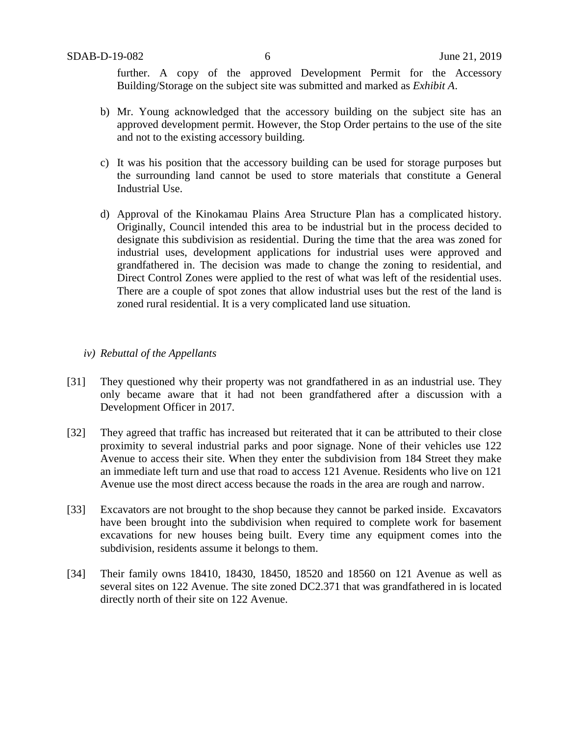further. A copy of the approved Development Permit for the Accessory Building/Storage on the subject site was submitted and marked as *Exhibit A*.

b) Mr. Young acknowledged that the accessory building on the subject site has an approved development permit. However, the Stop Order pertains to the use of the site and not to the existing accessory building.

c) It was his position that the accessory building can be used for storage purposes but the surrounding land cannot be used to store materials that constitute a General Industrial Use.

d) Approval of the Kinokamau Plains Area Structure Plan has a complicated history. Originally, Council intended this area to be industrial but in the process decided to designate this subdivision as residential. During the time that the area was zoned for industrial uses, development applications for industrial uses were approved and grandfathered in. The decision was made to change the zoning to residential, and Direct Control Zones were applied to the rest of what was left of the residential uses. There are a couple of spot zones that allow industrial uses but the rest of the land is zoned rural residential. It is a very complicated land use situation.

*iv) Rebuttal of the Appellants*

[31] They questioned why their property was not grandfathered in as an industrial use. They only became aware that it had not been grandfathered after a discussion with a Development Officer in 2017.

[32] They agreed that traffic has increased but reiterated that it can be attributed to their close proximity to several industrial parks and poor signage. None of their vehicles use 122 Avenue to access their site. When they enter the subdivision from 184 Street they make an immediate left turn and use that road to access 121 Avenue. Residents who live on 121 Avenue use the most direct access because the roads in the area are rough and narrow.

[33] Excavators are not brought to the shop because they cannot be parked inside. Excavators have been brought into the subdivision when required to complete work for basement excavations for new houses being built. Every time any equipment comes into the subdivision, residents assume it belongs to them.

[34] Their family owns 18410, 18430, 18450, 18520 and 18560 on 121 Avenue as well as several sites on 122 Avenue. The site zoned DC2.371 that was grandfathered in is located directly north of their site on 122 Avenue.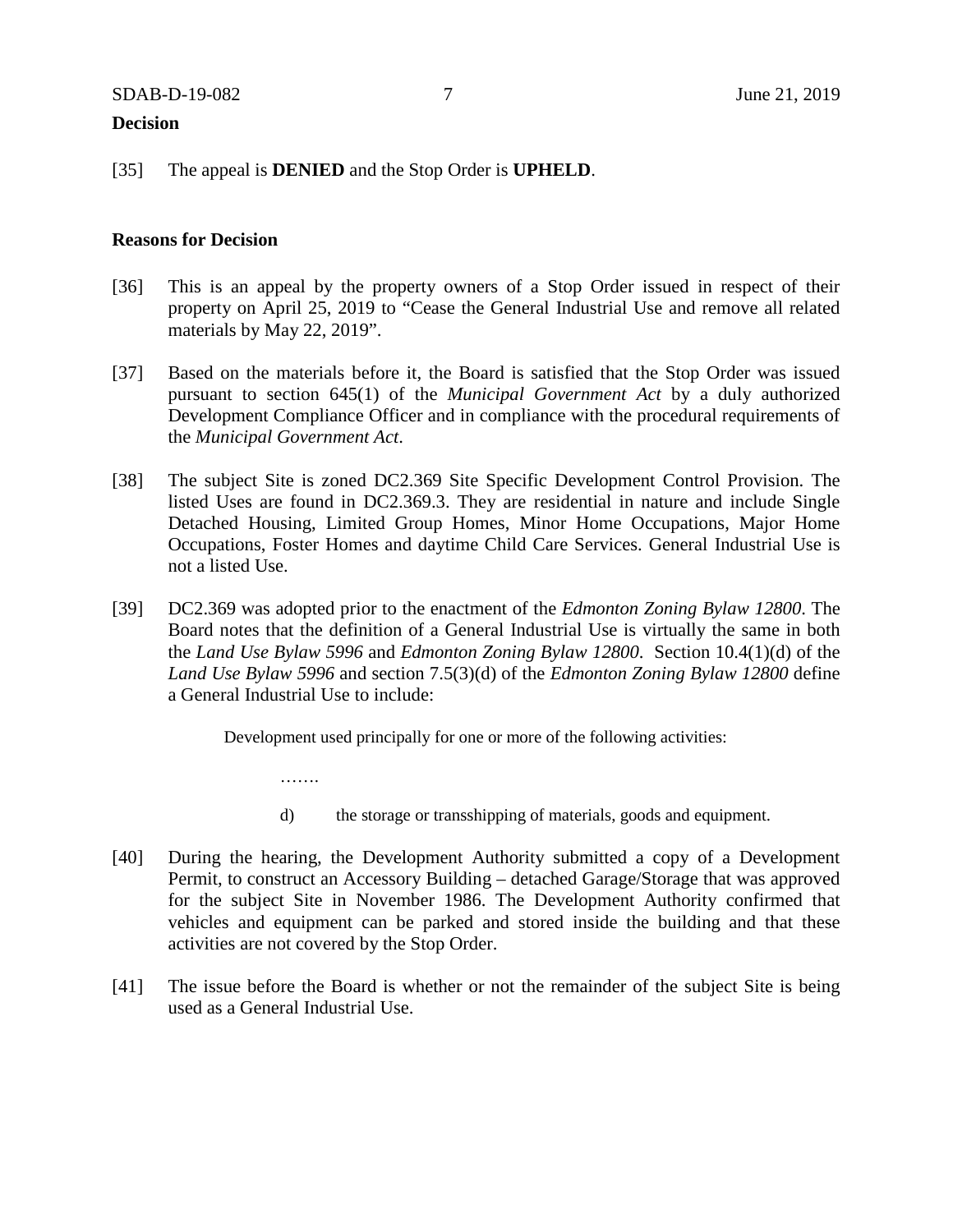**Decision**

[35] The appeal is **DENIED** and the Stop Order is **UPHELD**.

**Reasons for Decision**

[36] This is an appeal by the property owners of a Stop Order issued in respect of their property on April 25, 2019 to "Cease the General Industrial Use and remove all related materials by May 22, 2019".

[37] Based on the materials before it, the Board is satisfied that the Stop Order was issued pursuant to section 645(1) of the *Municipal Government Act* by a duly authorized Development Compliance Officer and in compliance with the procedural requirements of the *Municipal Government Act*.

[38] The subject Site is zoned DC2.369 Site Specific Development Control Provision. The listed Uses are found in DC2.369.3. They are residential in nature and include Single Detached Housing, Limited Group Homes, Minor Home Occupations, Major Home Occupations, Foster Homes and daytime Child Care Services. General Industrial Use is not a listed Use.

[39] DC2.369 was adopted prior to the enactment of the *Edmonton Zoning Bylaw 12800*. The Board notes that the definition of a General Industrial Use is virtually the same in both the *Land Use Bylaw 5996* and *Edmonton Zoning Bylaw 12800*. Section 10.4(1)(d) of the *Land Use Bylaw 5996* and section 7.5(3)(d) of the *Edmonton Zoning Bylaw 12800* define a General Industrial Use to include:

> Development used principally for one or more of the following activities:
>
> …….
>
> d) the storage or transshipping of materials, goods and equipment.

[40] During the hearing, the Development Authority submitted a copy of a Development Permit, to construct an Accessory Building – detached Garage/Storage that was approved for the subject Site in November 1986. The Development Authority confirmed that vehicles and equipment can be parked and stored inside the building and that these activities are not covered by the Stop Order.

[41] The issue before the Board is whether or not the remainder of the subject Site is being used as a General Industrial Use.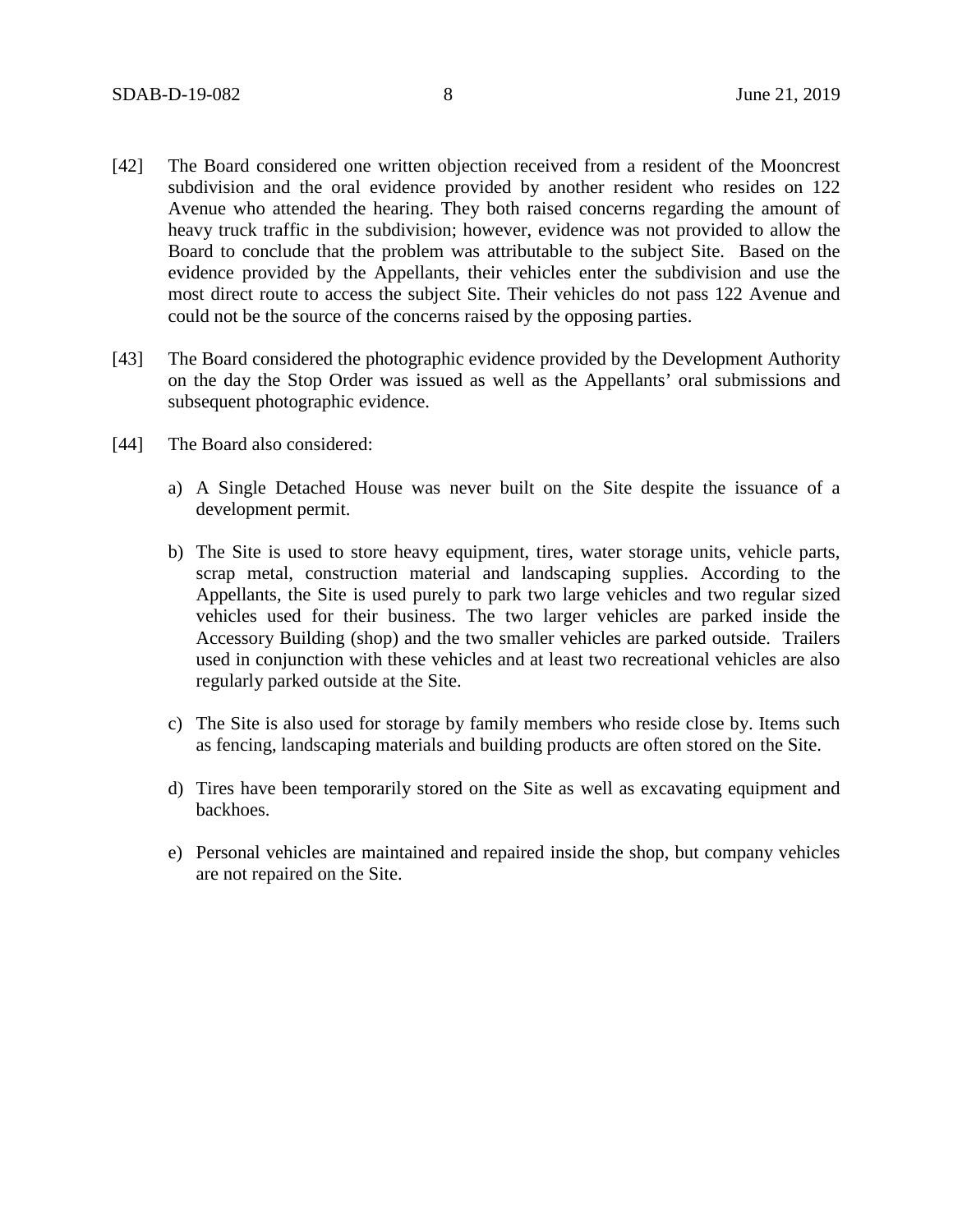[42] The Board considered one written objection received from a resident of the Mooncrest subdivision and the oral evidence provided by another resident who resides on 122 Avenue who attended the hearing. They both raised concerns regarding the amount of heavy truck traffic in the subdivision; however, evidence was not provided to allow the Board to conclude that the problem was attributable to the subject Site. Based on the evidence provided by the Appellants, their vehicles enter the subdivision and use the most direct route to access the subject Site. Their vehicles do not pass 122 Avenue and could not be the source of the concerns raised by the opposing parties.

[43] The Board considered the photographic evidence provided by the Development Authority on the day the Stop Order was issued as well as the Appellants' oral submissions and subsequent photographic evidence.

[44] The Board also considered:

a) A Single Detached House was never built on the Site despite the issuance of a development permit.

b) The Site is used to store heavy equipment, tires, water storage units, vehicle parts, scrap metal, construction material and landscaping supplies. According to the Appellants, the Site is used purely to park two large vehicles and two regular sized vehicles used for their business. The two larger vehicles are parked inside the Accessory Building (shop) and the two smaller vehicles are parked outside. Trailers used in conjunction with these vehicles and at least two recreational vehicles are also regularly parked outside at the Site.

c) The Site is also used for storage by family members who reside close by. Items such as fencing, landscaping materials and building products are often stored on the Site.

d) Tires have been temporarily stored on the Site as well as excavating equipment and backhoes.

e) Personal vehicles are maintained and repaired inside the shop, but company vehicles are not repaired on the Site.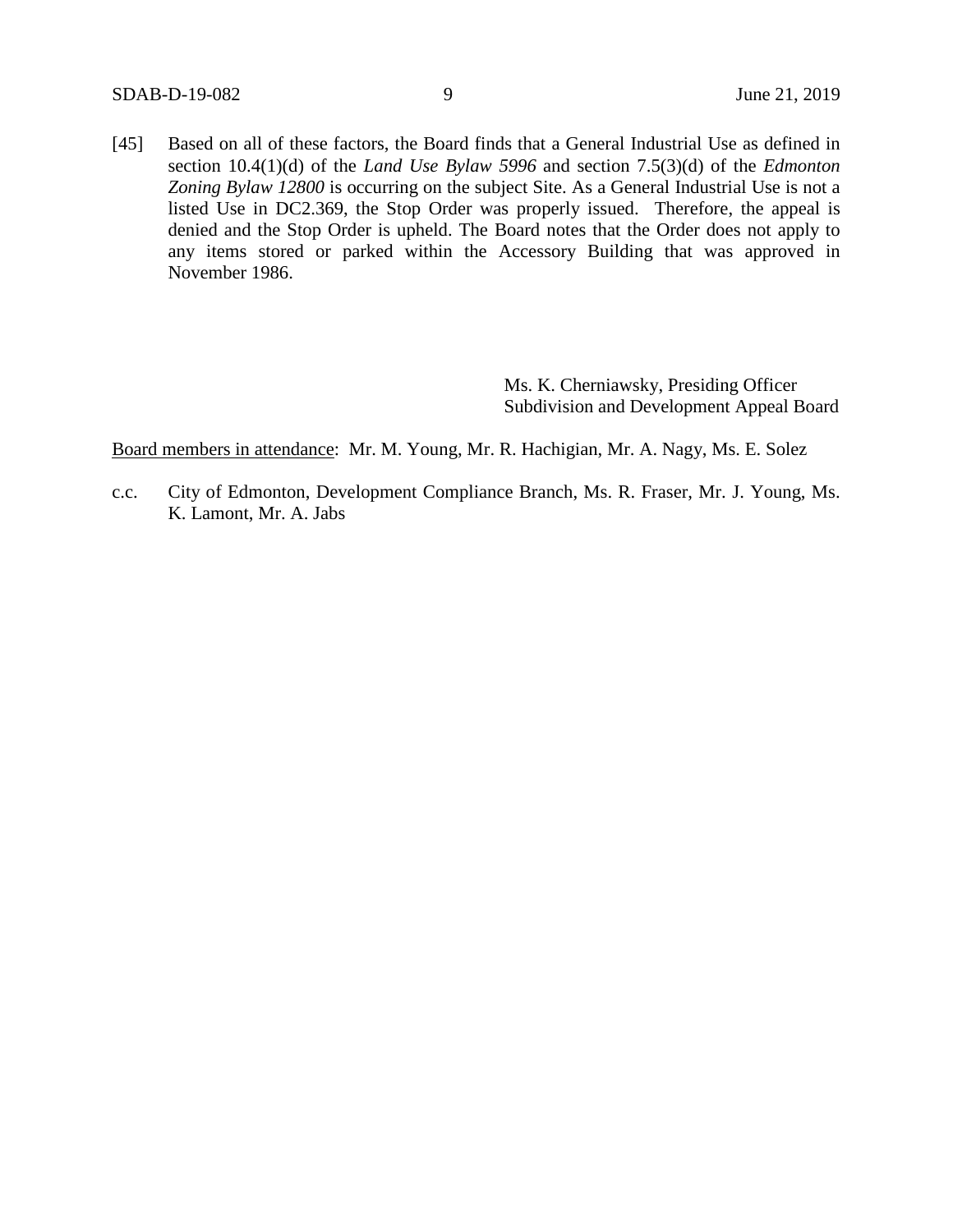[45] Based on all of these factors, the Board finds that a General Industrial Use as defined in section 10.4(1)(d) of the *Land Use Bylaw 5996* and section 7.5(3)(d) of the *Edmonton Zoning Bylaw 12800* is occurring on the subject Site. As a General Industrial Use is not a listed Use in DC2.369, the Stop Order was properly issued. Therefore, the appeal is denied and the Stop Order is upheld. The Board notes that the Order does not apply to any items stored or parked within the Accessory Building that was approved in November 1986.

Ms. K. Cherniawsky, Presiding Officer
Subdivision and Development Appeal Board

<u>Board members in attendance</u>: Mr. M. Young, Mr. R. Hachigian, Mr. A. Nagy, Ms. E. Solez

c.c. City of Edmonton, Development Compliance Branch, Ms. R. Fraser, Mr. J. Young, Ms. K. Lamont, Mr. A. Jabs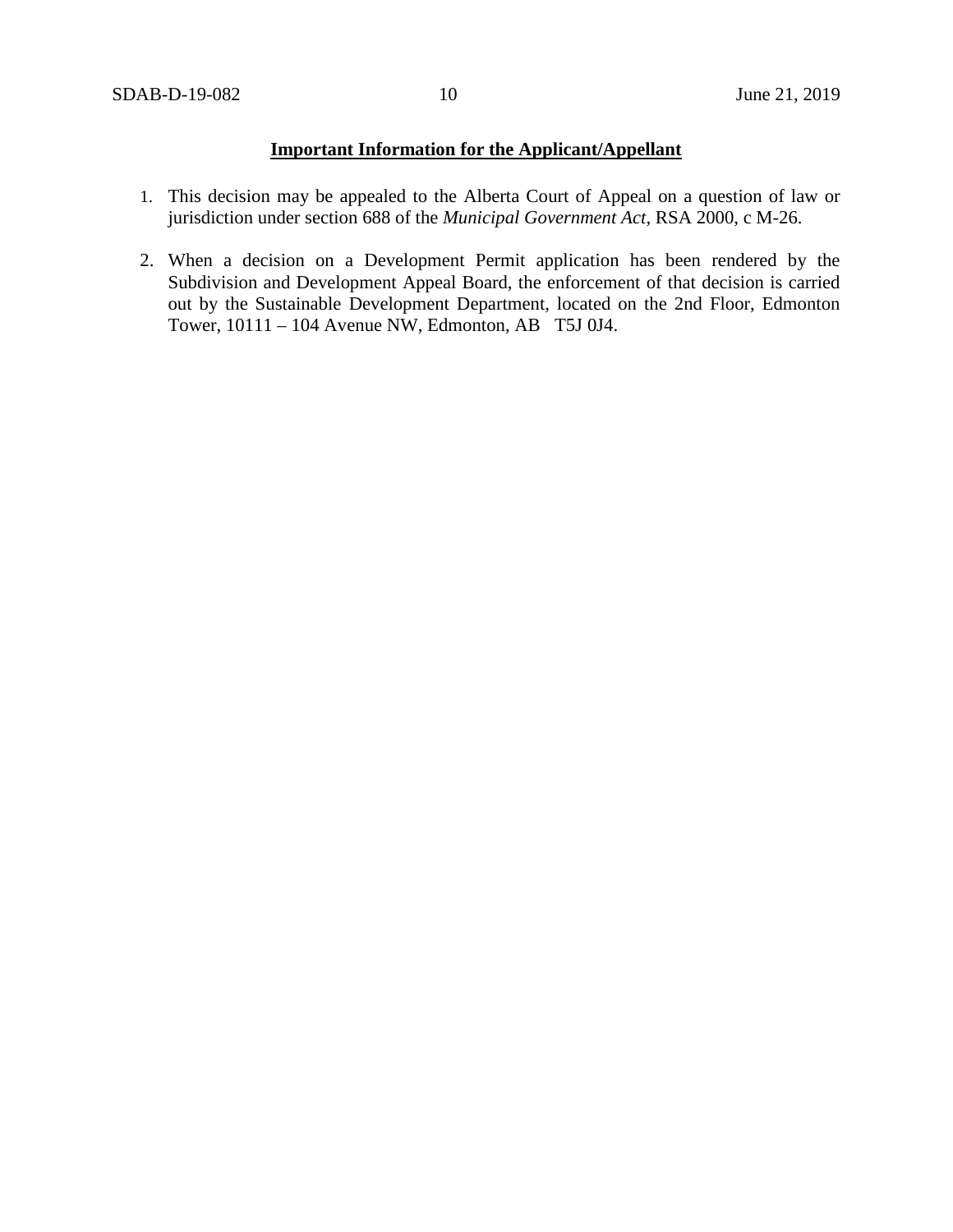**Important Information for the Applicant/Appellant**

1. This decision may be appealed to the Alberta Court of Appeal on a question of law or jurisdiction under section 688 of the *Municipal Government Act*, RSA 2000, c M-26.

2. When a decision on a Development Permit application has been rendered by the Subdivision and Development Appeal Board, the enforcement of that decision is carried out by the Sustainable Development Department, located on the 2nd Floor, Edmonton Tower, 10111 – 104 Avenue NW, Edmonton, AB T5J 0J4.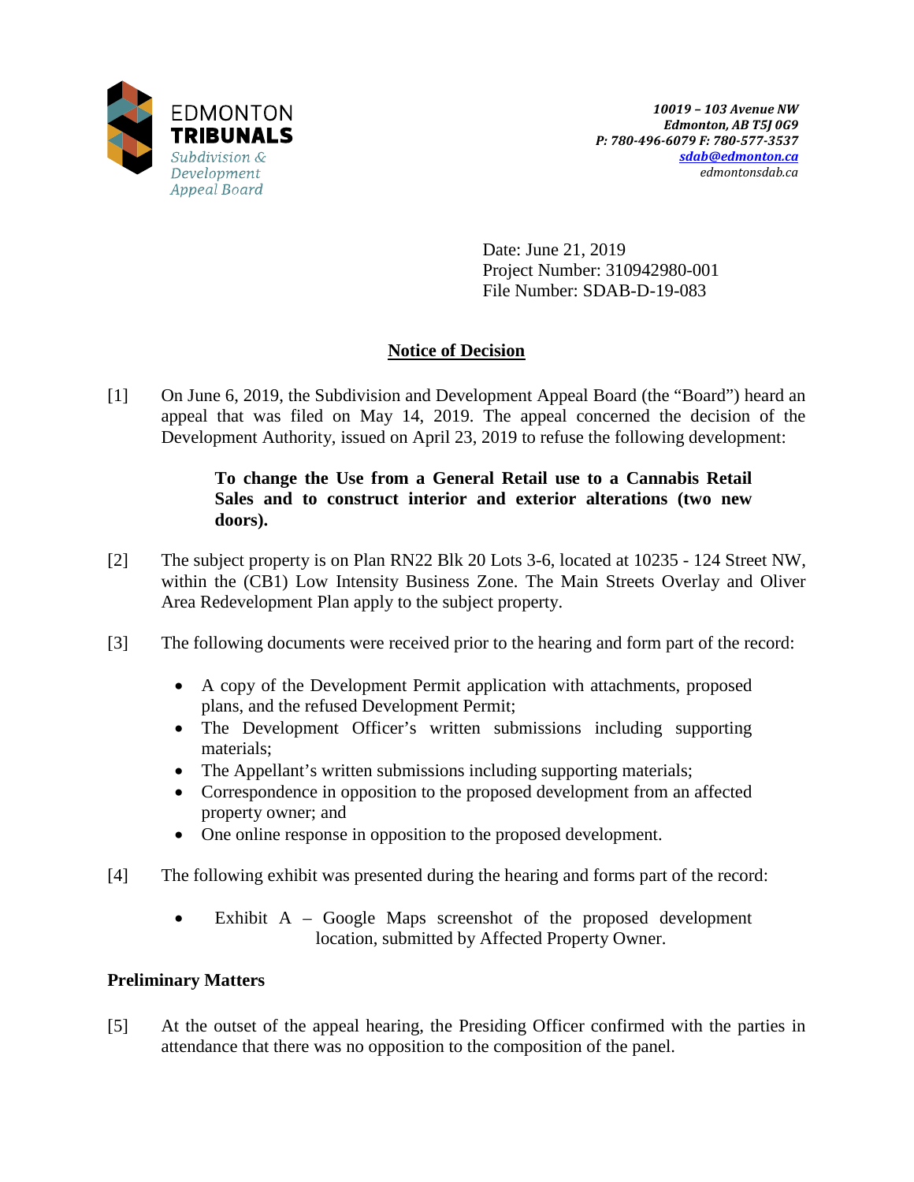EDMONTON **TRIBUNALS**
*Subdivision & Development Appeal Board*

***10019 – 103 Avenue NW***
***Edmonton, AB T5J 0G9***
***P: 780-496-6079 F: 780-577-3537***
***sdab@edmonton.ca***
*edmontonsdab.ca*

Date: June 21, 2019
Project Number: 310942980-001
File Number: SDAB-D-19-083

## Notice of Decision

[1] On June 6, 2019, the Subdivision and Development Appeal Board (the "Board") heard an appeal that was filed on May 14, 2019. The appeal concerned the decision of the Development Authority, issued on April 23, 2019 to refuse the following development:

> **To change the Use from a General Retail use to a Cannabis Retail Sales and to construct interior and exterior alterations (two new doors).**

[2] The subject property is on Plan RN22 Blk 20 Lots 3-6, located at 10235 - 124 Street NW, within the (CB1) Low Intensity Business Zone. The Main Streets Overlay and Oliver Area Redevelopment Plan apply to the subject property.

[3] The following documents were received prior to the hearing and form part of the record:

- A copy of the Development Permit application with attachments, proposed plans, and the refused Development Permit;
- The Development Officer's written submissions including supporting materials;
- The Appellant's written submissions including supporting materials;
- Correspondence in opposition to the proposed development from an affected property owner; and
- One online response in opposition to the proposed development.

[4] The following exhibit was presented during the hearing and forms part of the record:

- Exhibit A – Google Maps screenshot of the proposed development location, submitted by Affected Property Owner.

### Preliminary Matters

[5] At the outset of the appeal hearing, the Presiding Officer confirmed with the parties in attendance that there was no opposition to the composition of the panel.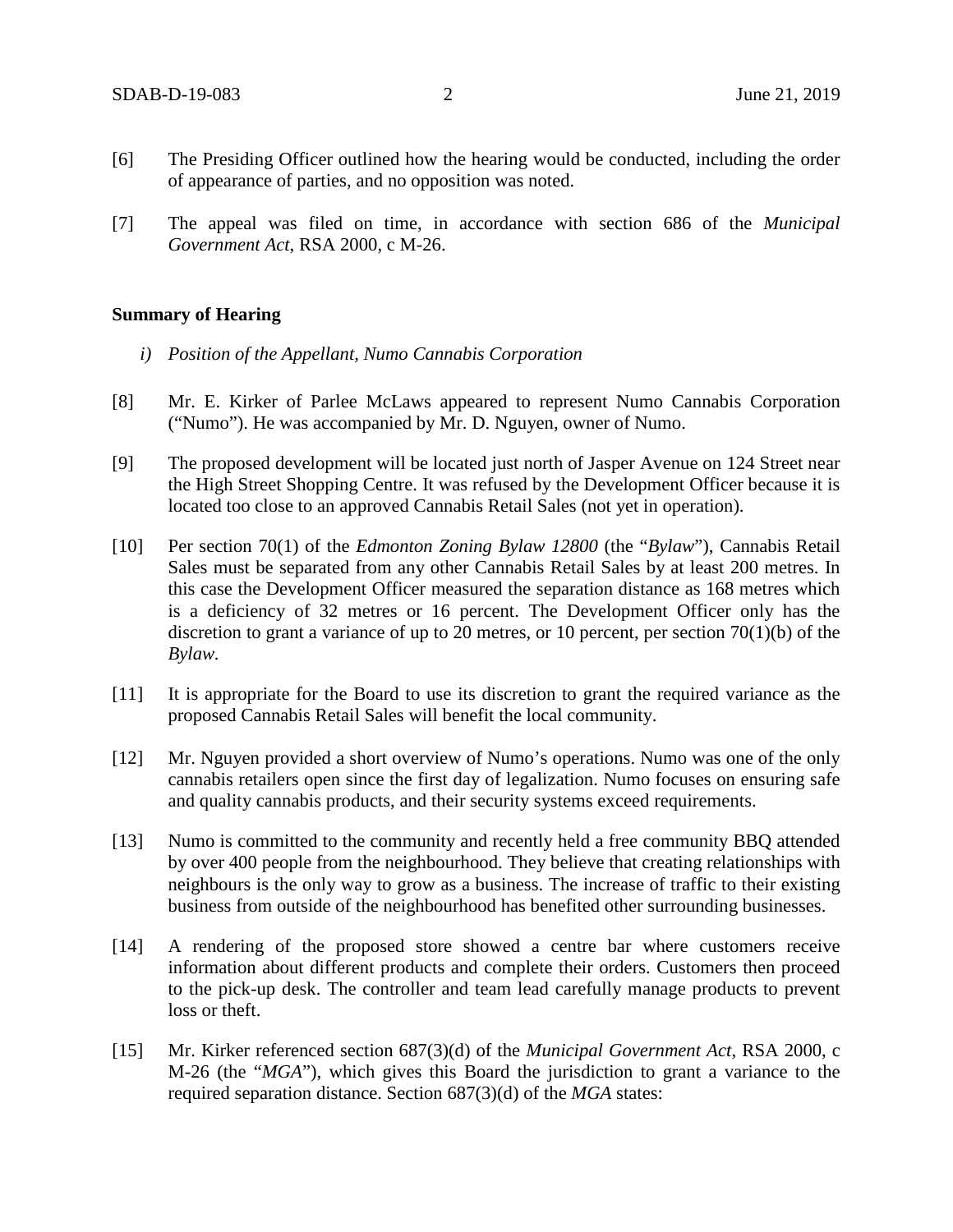[6] The Presiding Officer outlined how the hearing would be conducted, including the order of appearance of parties, and no opposition was noted.

[7] The appeal was filed on time, in accordance with section 686 of the *Municipal Government Act*, RSA 2000, c M-26.

**Summary of Hearing**

*i) Position of the Appellant, Numo Cannabis Corporation*

[8] Mr. E. Kirker of Parlee McLaws appeared to represent Numo Cannabis Corporation ("Numo"). He was accompanied by Mr. D. Nguyen, owner of Numo.

[9] The proposed development will be located just north of Jasper Avenue on 124 Street near the High Street Shopping Centre. It was refused by the Development Officer because it is located too close to an approved Cannabis Retail Sales (not yet in operation).

[10] Per section 70(1) of the *Edmonton Zoning Bylaw 12800* (the "*Bylaw*"), Cannabis Retail Sales must be separated from any other Cannabis Retail Sales by at least 200 metres. In this case the Development Officer measured the separation distance as 168 metres which is a deficiency of 32 metres or 16 percent. The Development Officer only has the discretion to grant a variance of up to 20 metres, or 10 percent, per section 70(1)(b) of the *Bylaw*.

[11] It is appropriate for the Board to use its discretion to grant the required variance as the proposed Cannabis Retail Sales will benefit the local community.

[12] Mr. Nguyen provided a short overview of Numo's operations. Numo was one of the only cannabis retailers open since the first day of legalization. Numo focuses on ensuring safe and quality cannabis products, and their security systems exceed requirements.

[13] Numo is committed to the community and recently held a free community BBQ attended by over 400 people from the neighbourhood. They believe that creating relationships with neighbours is the only way to grow as a business. The increase of traffic to their existing business from outside of the neighbourhood has benefited other surrounding businesses.

[14] A rendering of the proposed store showed a centre bar where customers receive information about different products and complete their orders. Customers then proceed to the pick-up desk. The controller and team lead carefully manage products to prevent loss or theft.

[15] Mr. Kirker referenced section 687(3)(d) of the *Municipal Government Act*, RSA 2000, c M-26 (the "*MGA*"), which gives this Board the jurisdiction to grant a variance to the required separation distance. Section 687(3)(d) of the *MGA* states: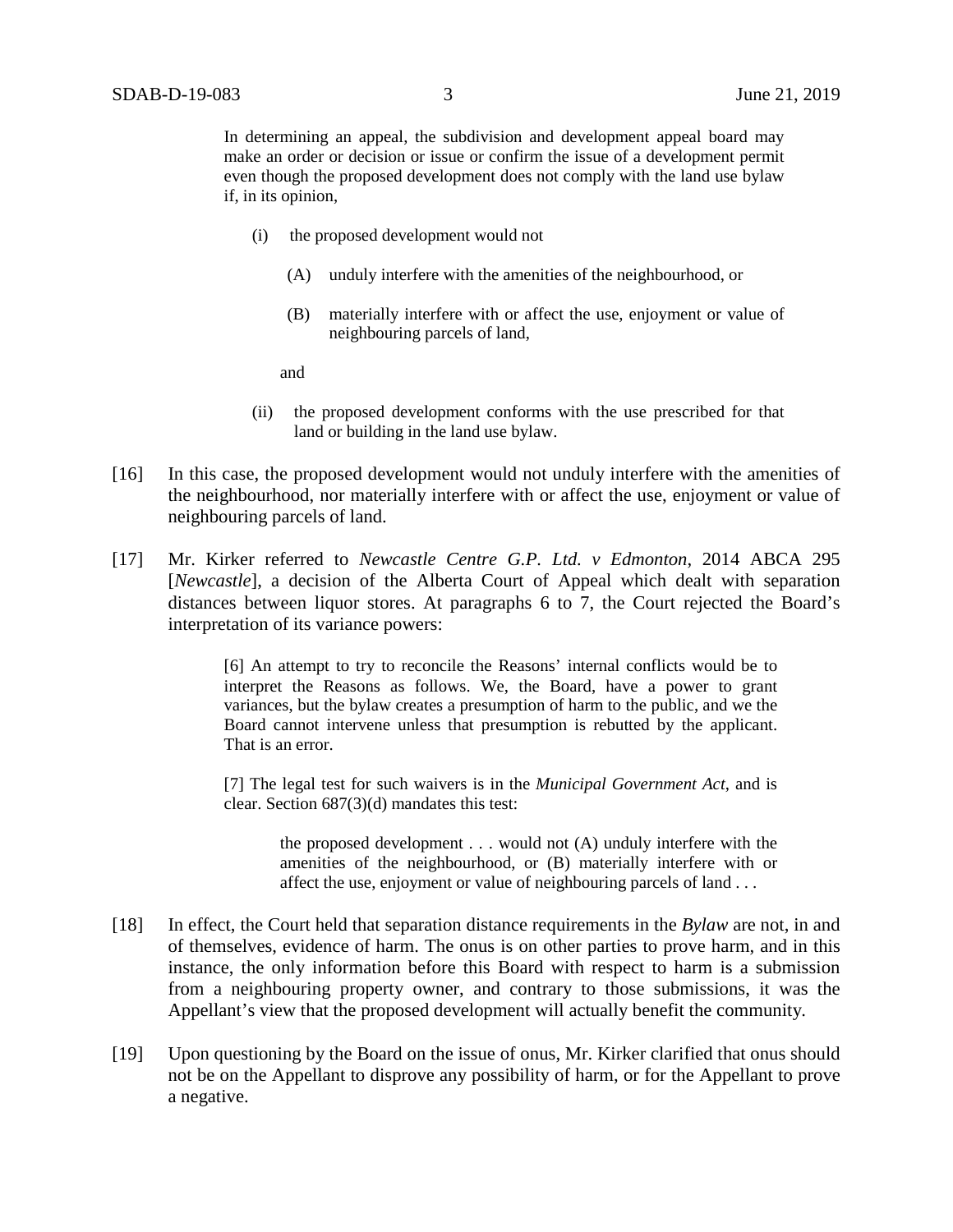> In determining an appeal, the subdivision and development appeal board may make an order or decision or issue or confirm the issue of a development permit even though the proposed development does not comply with the land use bylaw if, in its opinion,
>
> (i) the proposed development would not
>
> (A) unduly interfere with the amenities of the neighbourhood, or
>
> (B) materially interfere with or affect the use, enjoyment or value of neighbouring parcels of land,
>
> and
>
> (ii) the proposed development conforms with the use prescribed for that land or building in the land use bylaw.

[16] In this case, the proposed development would not unduly interfere with the amenities of the neighbourhood, nor materially interfere with or affect the use, enjoyment or value of neighbouring parcels of land.

[17] Mr. Kirker referred to *Newcastle Centre G.P. Ltd. v Edmonton*, 2014 ABCA 295 [*Newcastle*], a decision of the Alberta Court of Appeal which dealt with separation distances between liquor stores. At paragraphs 6 to 7, the Court rejected the Board's interpretation of its variance powers:

> [6] An attempt to try to reconcile the Reasons' internal conflicts would be to interpret the Reasons as follows. We, the Board, have a power to grant variances, but the bylaw creates a presumption of harm to the public, and we the Board cannot intervene unless that presumption is rebutted by the applicant. That is an error.
>
> [7] The legal test for such waivers is in the *Municipal Government Act*, and is clear. Section 687(3)(d) mandates this test:
>
>> the proposed development . . . would not (A) unduly interfere with the amenities of the neighbourhood, or (B) materially interfere with or affect the use, enjoyment or value of neighbouring parcels of land . . .

[18] In effect, the Court held that separation distance requirements in the *Bylaw* are not, in and of themselves, evidence of harm. The onus is on other parties to prove harm, and in this instance, the only information before this Board with respect to harm is a submission from a neighbouring property owner, and contrary to those submissions, it was the Appellant's view that the proposed development will actually benefit the community.

[19] Upon questioning by the Board on the issue of onus, Mr. Kirker clarified that onus should not be on the Appellant to disprove any possibility of harm, or for the Appellant to prove a negative.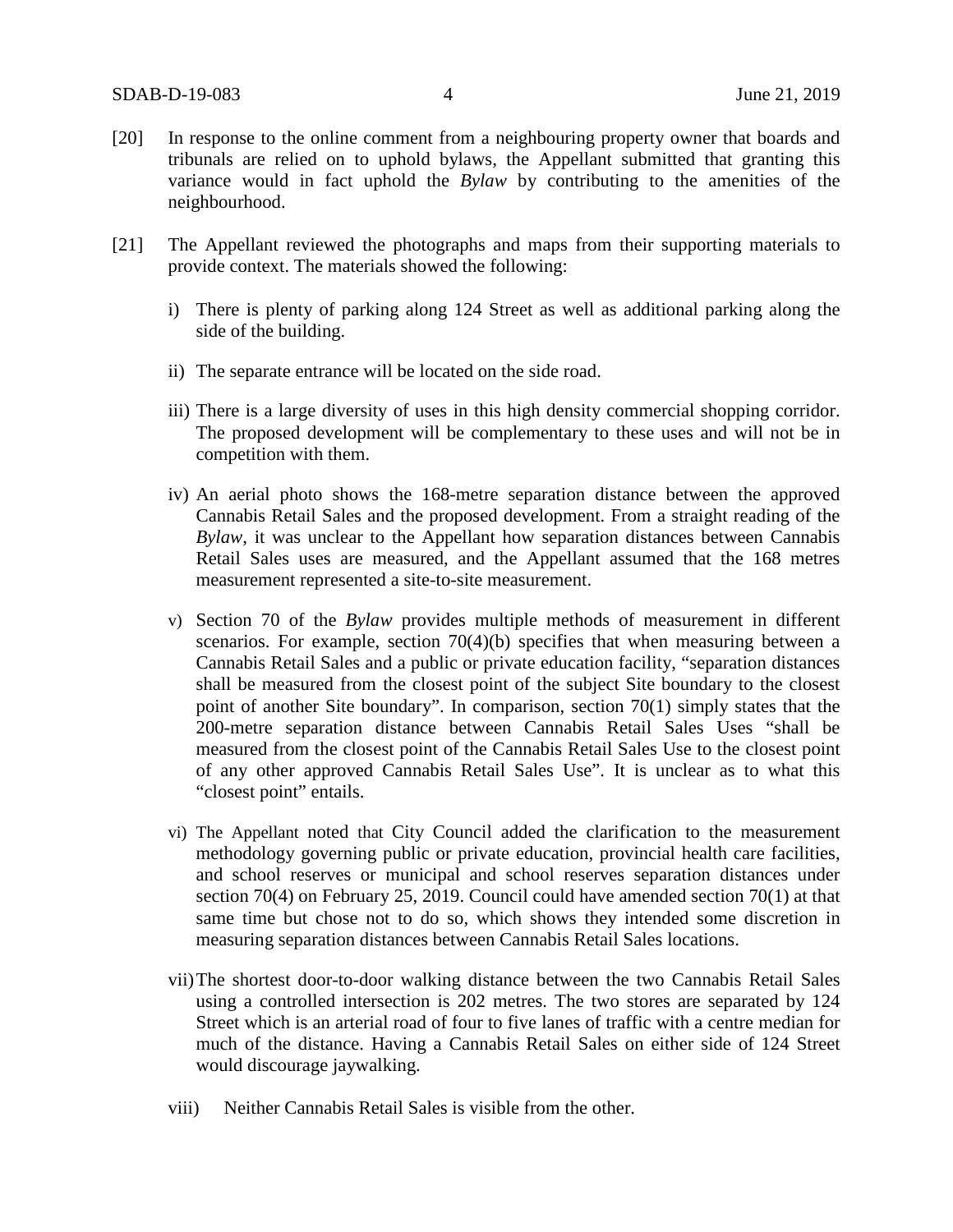[20] In response to the online comment from a neighbouring property owner that boards and tribunals are relied on to uphold bylaws, the Appellant submitted that granting this variance would in fact uphold the *Bylaw* by contributing to the amenities of the neighbourhood.

[21] The Appellant reviewed the photographs and maps from their supporting materials to provide context. The materials showed the following:

i) There is plenty of parking along 124 Street as well as additional parking along the side of the building.

ii) The separate entrance will be located on the side road.

iii) There is a large diversity of uses in this high density commercial shopping corridor. The proposed development will be complementary to these uses and will not be in competition with them.

iv) An aerial photo shows the 168-metre separation distance between the approved Cannabis Retail Sales and the proposed development. From a straight reading of the *Bylaw*, it was unclear to the Appellant how separation distances between Cannabis Retail Sales uses are measured, and the Appellant assumed that the 168 metres measurement represented a site-to-site measurement.

v) Section 70 of the *Bylaw* provides multiple methods of measurement in different scenarios. For example, section 70(4)(b) specifies that when measuring between a Cannabis Retail Sales and a public or private education facility, "separation distances shall be measured from the closest point of the subject Site boundary to the closest point of another Site boundary". In comparison, section 70(1) simply states that the 200-metre separation distance between Cannabis Retail Sales Uses "shall be measured from the closest point of the Cannabis Retail Sales Use to the closest point of any other approved Cannabis Retail Sales Use". It is unclear as to what this "closest point" entails.

vi) The Appellant noted that City Council added the clarification to the measurement methodology governing public or private education, provincial health care facilities, and school reserves or municipal and school reserves separation distances under section 70(4) on February 25, 2019. Council could have amended section 70(1) at that same time but chose not to do so, which shows they intended some discretion in measuring separation distances between Cannabis Retail Sales locations.

vii) The shortest door-to-door walking distance between the two Cannabis Retail Sales using a controlled intersection is 202 metres. The two stores are separated by 124 Street which is an arterial road of four to five lanes of traffic with a centre median for much of the distance. Having a Cannabis Retail Sales on either side of 124 Street would discourage jaywalking.

viii) Neither Cannabis Retail Sales is visible from the other.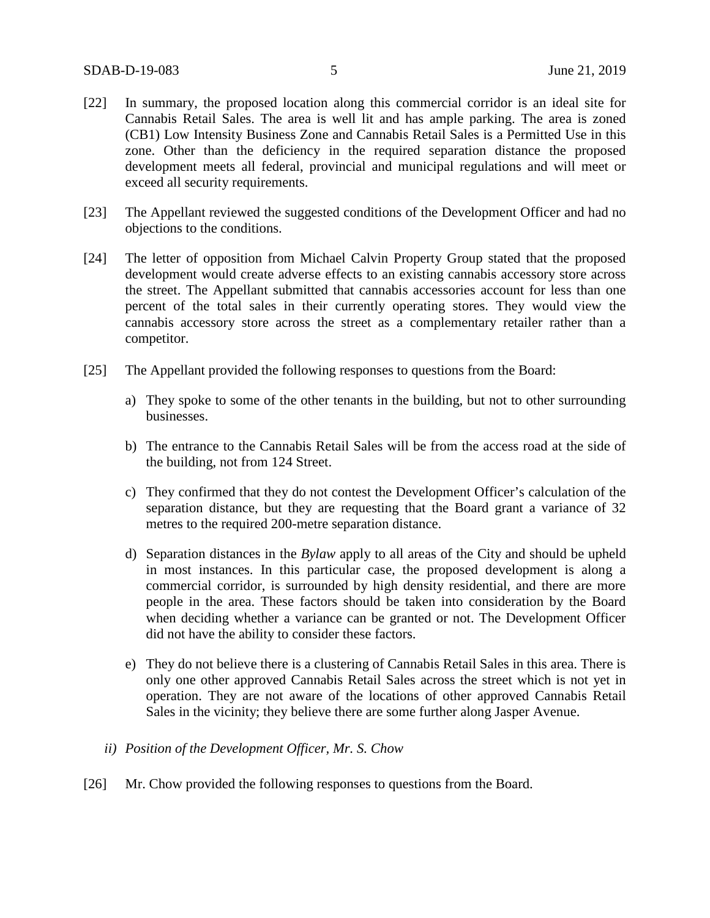[22] In summary, the proposed location along this commercial corridor is an ideal site for Cannabis Retail Sales. The area is well lit and has ample parking. The area is zoned (CB1) Low Intensity Business Zone and Cannabis Retail Sales is a Permitted Use in this zone. Other than the deficiency in the required separation distance the proposed development meets all federal, provincial and municipal regulations and will meet or exceed all security requirements.

[23] The Appellant reviewed the suggested conditions of the Development Officer and had no objections to the conditions.

[24] The letter of opposition from Michael Calvin Property Group stated that the proposed development would create adverse effects to an existing cannabis accessory store across the street. The Appellant submitted that cannabis accessories account for less than one percent of the total sales in their currently operating stores. They would view the cannabis accessory store across the street as a complementary retailer rather than a competitor.

[25] The Appellant provided the following responses to questions from the Board:

a) They spoke to some of the other tenants in the building, but not to other surrounding businesses.

b) The entrance to the Cannabis Retail Sales will be from the access road at the side of the building, not from 124 Street.

c) They confirmed that they do not contest the Development Officer's calculation of the separation distance, but they are requesting that the Board grant a variance of 32 metres to the required 200-metre separation distance.

d) Separation distances in the *Bylaw* apply to all areas of the City and should be upheld in most instances. In this particular case, the proposed development is along a commercial corridor, is surrounded by high density residential, and there are more people in the area. These factors should be taken into consideration by the Board when deciding whether a variance can be granted or not. The Development Officer did not have the ability to consider these factors.

e) They do not believe there is a clustering of Cannabis Retail Sales in this area. There is only one other approved Cannabis Retail Sales across the street which is not yet in operation. They are not aware of the locations of other approved Cannabis Retail Sales in the vicinity; they believe there are some further along Jasper Avenue.

*ii) Position of the Development Officer, Mr. S. Chow*

[26] Mr. Chow provided the following responses to questions from the Board.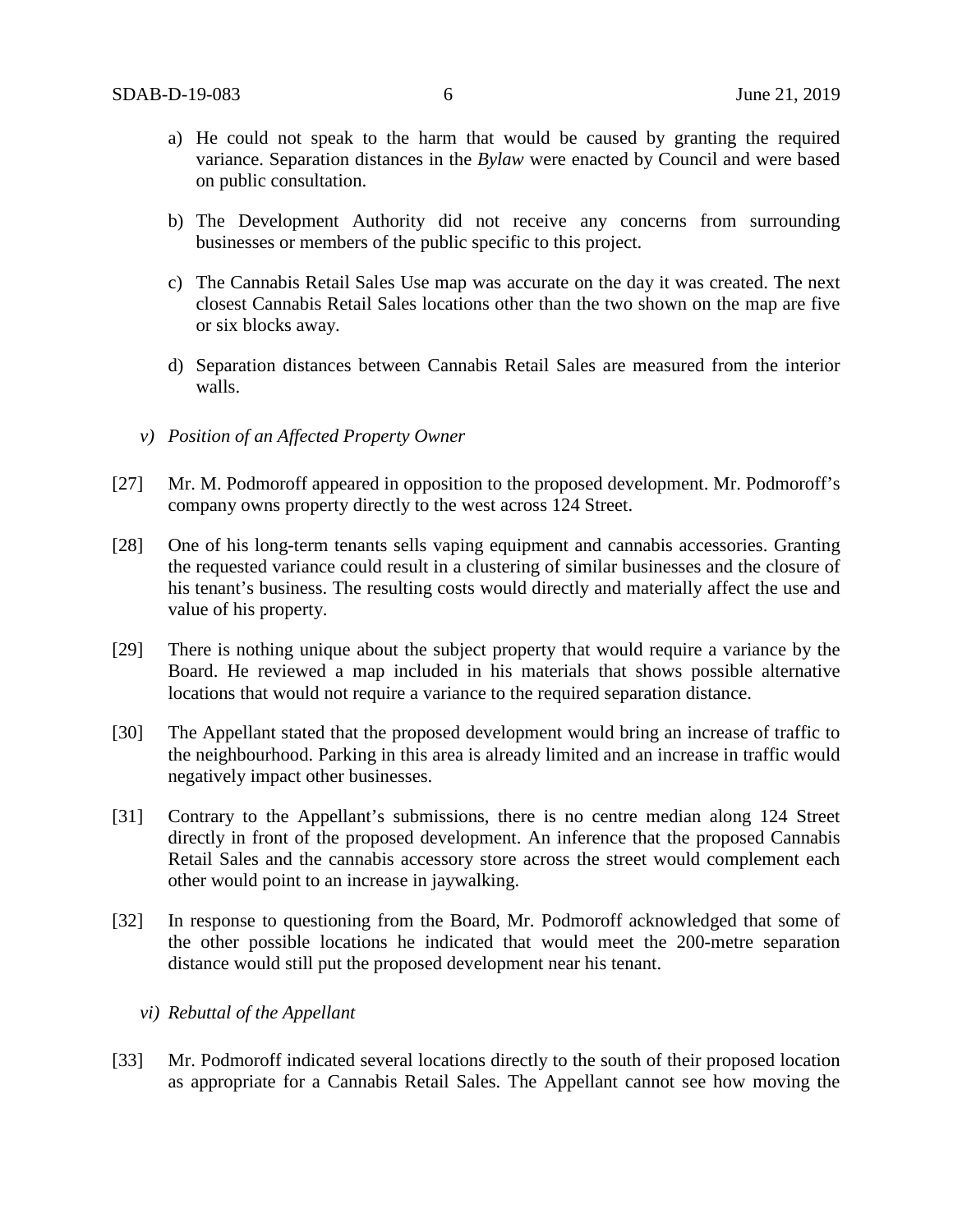a) He could not speak to the harm that would be caused by granting the required variance. Separation distances in the *Bylaw* were enacted by Council and were based on public consultation.

b) The Development Authority did not receive any concerns from surrounding businesses or members of the public specific to this project.

c) The Cannabis Retail Sales Use map was accurate on the day it was created. The next closest Cannabis Retail Sales locations other than the two shown on the map are five or six blocks away.

d) Separation distances between Cannabis Retail Sales are measured from the interior walls.

*v) Position of an Affected Property Owner*

[27] Mr. M. Podmoroff appeared in opposition to the proposed development. Mr. Podmoroff's company owns property directly to the west across 124 Street.

[28] One of his long-term tenants sells vaping equipment and cannabis accessories. Granting the requested variance could result in a clustering of similar businesses and the closure of his tenant's business. The resulting costs would directly and materially affect the use and value of his property.

[29] There is nothing unique about the subject property that would require a variance by the Board. He reviewed a map included in his materials that shows possible alternative locations that would not require a variance to the required separation distance.

[30] The Appellant stated that the proposed development would bring an increase of traffic to the neighbourhood. Parking in this area is already limited and an increase in traffic would negatively impact other businesses.

[31] Contrary to the Appellant's submissions, there is no centre median along 124 Street directly in front of the proposed development. An inference that the proposed Cannabis Retail Sales and the cannabis accessory store across the street would complement each other would point to an increase in jaywalking.

[32] In response to questioning from the Board, Mr. Podmoroff acknowledged that some of the other possible locations he indicated that would meet the 200-metre separation distance would still put the proposed development near his tenant.

*vi) Rebuttal of the Appellant*

[33] Mr. Podmoroff indicated several locations directly to the south of their proposed location as appropriate for a Cannabis Retail Sales. The Appellant cannot see how moving the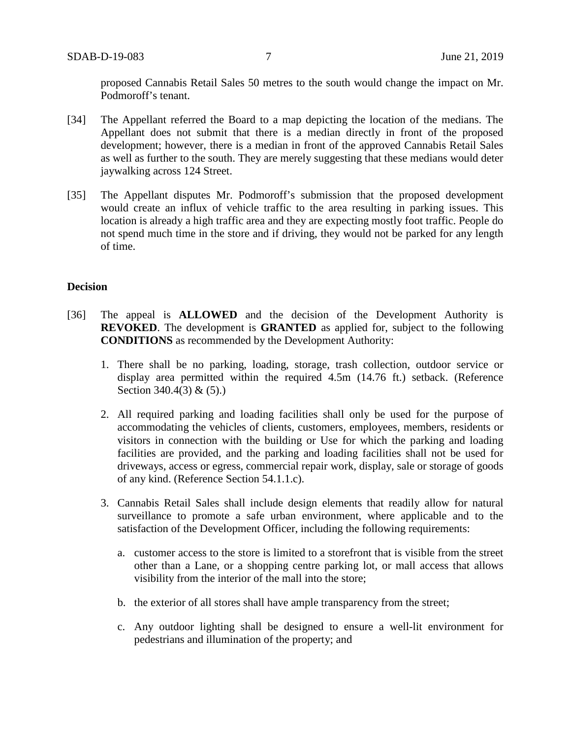proposed Cannabis Retail Sales 50 metres to the south would change the impact on Mr. Podmoroff's tenant.

[34] The Appellant referred the Board to a map depicting the location of the medians. The Appellant does not submit that there is a median directly in front of the proposed development; however, there is a median in front of the approved Cannabis Retail Sales as well as further to the south. They are merely suggesting that these medians would deter jaywalking across 124 Street.

[35] The Appellant disputes Mr. Podmoroff's submission that the proposed development would create an influx of vehicle traffic to the area resulting in parking issues. This location is already a high traffic area and they are expecting mostly foot traffic. People do not spend much time in the store and if driving, they would not be parked for any length of time.

**Decision**

[36] The appeal is **ALLOWED** and the decision of the Development Authority is **REVOKED**. The development is **GRANTED** as applied for, subject to the following **CONDITIONS** as recommended by the Development Authority:

1. There shall be no parking, loading, storage, trash collection, outdoor service or display area permitted within the required 4.5m (14.76 ft.) setback. (Reference Section 340.4(3) & (5).)

2. All required parking and loading facilities shall only be used for the purpose of accommodating the vehicles of clients, customers, employees, members, residents or visitors in connection with the building or Use for which the parking and loading facilities are provided, and the parking and loading facilities shall not be used for driveways, access or egress, commercial repair work, display, sale or storage of goods of any kind. (Reference Section 54.1.1.c).

3. Cannabis Retail Sales shall include design elements that readily allow for natural surveillance to promote a safe urban environment, where applicable and to the satisfaction of the Development Officer, including the following requirements:

   a. customer access to the store is limited to a storefront that is visible from the street other than a Lane, or a shopping centre parking lot, or mall access that allows visibility from the interior of the mall into the store;

   b. the exterior of all stores shall have ample transparency from the street;

   c. Any outdoor lighting shall be designed to ensure a well-lit environment for pedestrians and illumination of the property; and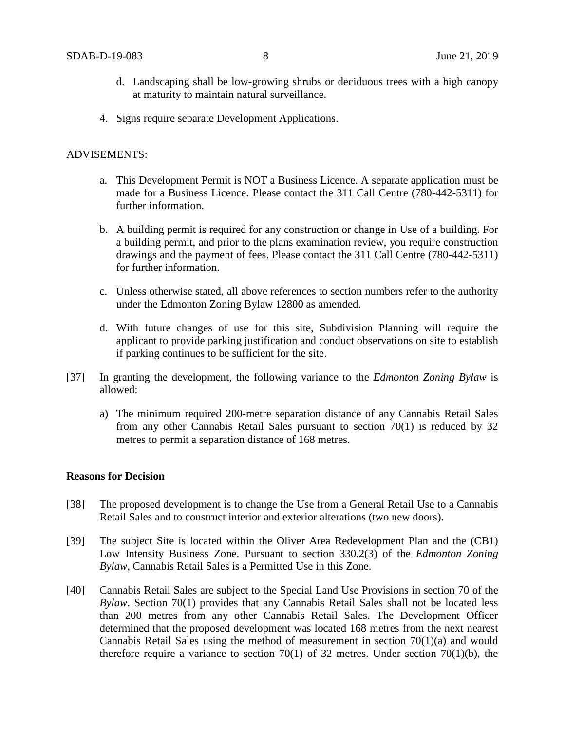d. Landscaping shall be low-growing shrubs or deciduous trees with a high canopy at maturity to maintain natural surveillance.

4. Signs require separate Development Applications.

ADVISEMENTS:

a. This Development Permit is NOT a Business Licence. A separate application must be made for a Business Licence. Please contact the 311 Call Centre (780-442-5311) for further information.

b. A building permit is required for any construction or change in Use of a building. For a building permit, and prior to the plans examination review, you require construction drawings and the payment of fees. Please contact the 311 Call Centre (780-442-5311) for further information.

c. Unless otherwise stated, all above references to section numbers refer to the authority under the Edmonton Zoning Bylaw 12800 as amended.

d. With future changes of use for this site, Subdivision Planning will require the applicant to provide parking justification and conduct observations on site to establish if parking continues to be sufficient for the site.

[37] In granting the development, the following variance to the *Edmonton Zoning Bylaw* is allowed:

a) The minimum required 200-metre separation distance of any Cannabis Retail Sales from any other Cannabis Retail Sales pursuant to section 70(1) is reduced by 32 metres to permit a separation distance of 168 metres.

**Reasons for Decision**

[38] The proposed development is to change the Use from a General Retail Use to a Cannabis Retail Sales and to construct interior and exterior alterations (two new doors).

[39] The subject Site is located within the Oliver Area Redevelopment Plan and the (CB1) Low Intensity Business Zone. Pursuant to section 330.2(3) of the *Edmonton Zoning Bylaw*, Cannabis Retail Sales is a Permitted Use in this Zone.

[40] Cannabis Retail Sales are subject to the Special Land Use Provisions in section 70 of the *Bylaw*. Section 70(1) provides that any Cannabis Retail Sales shall not be located less than 200 metres from any other Cannabis Retail Sales. The Development Officer determined that the proposed development was located 168 metres from the next nearest Cannabis Retail Sales using the method of measurement in section 70(1)(a) and would therefore require a variance to section 70(1) of 32 metres. Under section 70(1)(b), the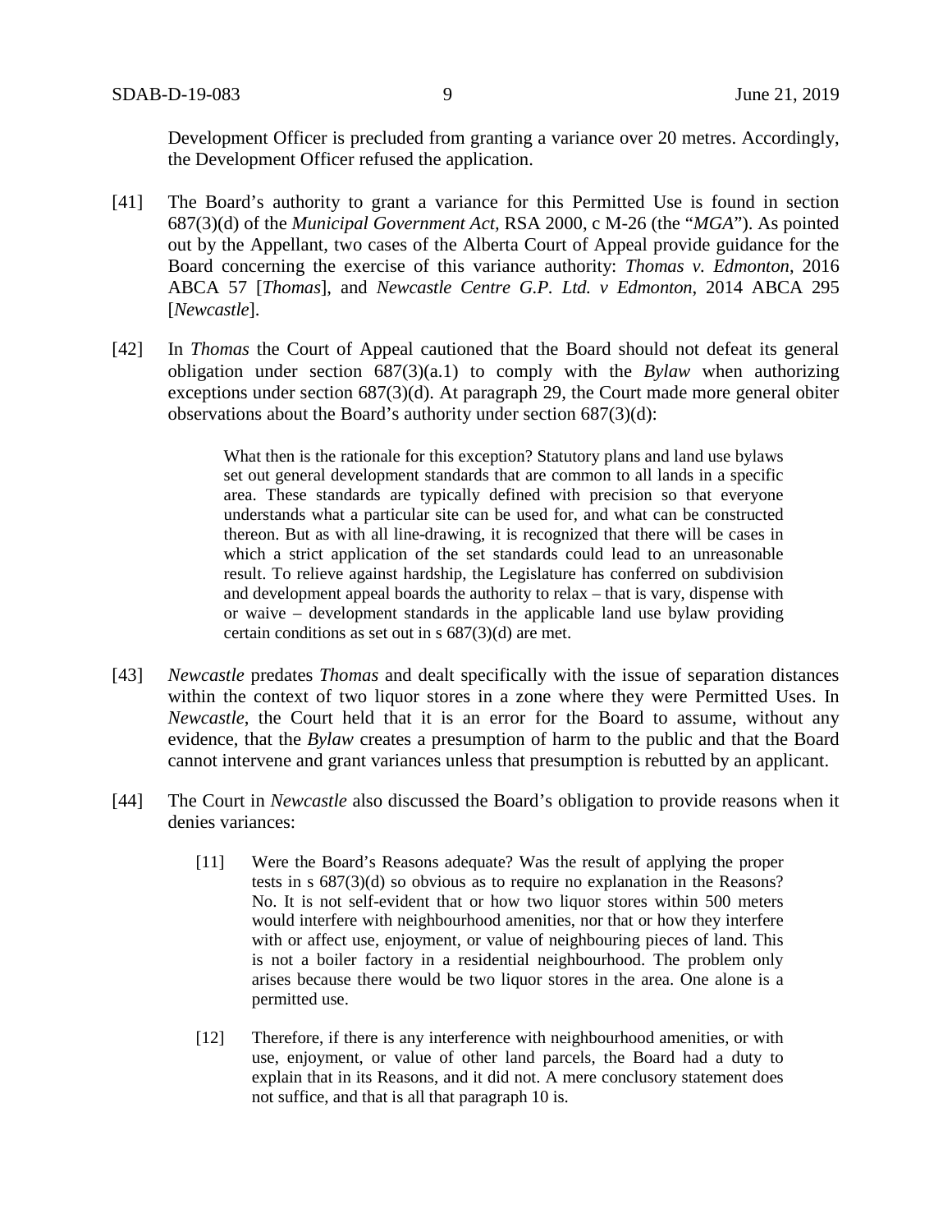Development Officer is precluded from granting a variance over 20 metres. Accordingly, the Development Officer refused the application.

[41] The Board's authority to grant a variance for this Permitted Use is found in section 687(3)(d) of the *Municipal Government Act*, RSA 2000, c M-26 (the "*MGA*"). As pointed out by the Appellant, two cases of the Alberta Court of Appeal provide guidance for the Board concerning the exercise of this variance authority: *Thomas v. Edmonton*, 2016 ABCA 57 [*Thomas*], and *Newcastle Centre G.P. Ltd. v Edmonton*, 2014 ABCA 295 [*Newcastle*].

[42] In *Thomas* the Court of Appeal cautioned that the Board should not defeat its general obligation under section 687(3)(a.1) to comply with the *Bylaw* when authorizing exceptions under section 687(3)(d). At paragraph 29, the Court made more general obiter observations about the Board's authority under section 687(3)(d):

> What then is the rationale for this exception? Statutory plans and land use bylaws set out general development standards that are common to all lands in a specific area. These standards are typically defined with precision so that everyone understands what a particular site can be used for, and what can be constructed thereon. But as with all line-drawing, it is recognized that there will be cases in which a strict application of the set standards could lead to an unreasonable result. To relieve against hardship, the Legislature has conferred on subdivision and development appeal boards the authority to relax – that is vary, dispense with or waive – development standards in the applicable land use bylaw providing certain conditions as set out in s 687(3)(d) are met.

[43] *Newcastle* predates *Thomas* and dealt specifically with the issue of separation distances within the context of two liquor stores in a zone where they were Permitted Uses. In *Newcastle*, the Court held that it is an error for the Board to assume, without any evidence, that the *Bylaw* creates a presumption of harm to the public and that the Board cannot intervene and grant variances unless that presumption is rebutted by an applicant.

[44] The Court in *Newcastle* also discussed the Board's obligation to provide reasons when it denies variances:

> [11] Were the Board's Reasons adequate? Was the result of applying the proper tests in s 687(3)(d) so obvious as to require no explanation in the Reasons? No. It is not self-evident that or how two liquor stores within 500 meters would interfere with neighbourhood amenities, nor that or how they interfere with or affect use, enjoyment, or value of neighbouring pieces of land. This is not a boiler factory in a residential neighbourhood. The problem only arises because there would be two liquor stores in the area. One alone is a permitted use.
>
> [12] Therefore, if there is any interference with neighbourhood amenities, or with use, enjoyment, or value of other land parcels, the Board had a duty to explain that in its Reasons, and it did not. A mere conclusory statement does not suffice, and that is all that paragraph 10 is.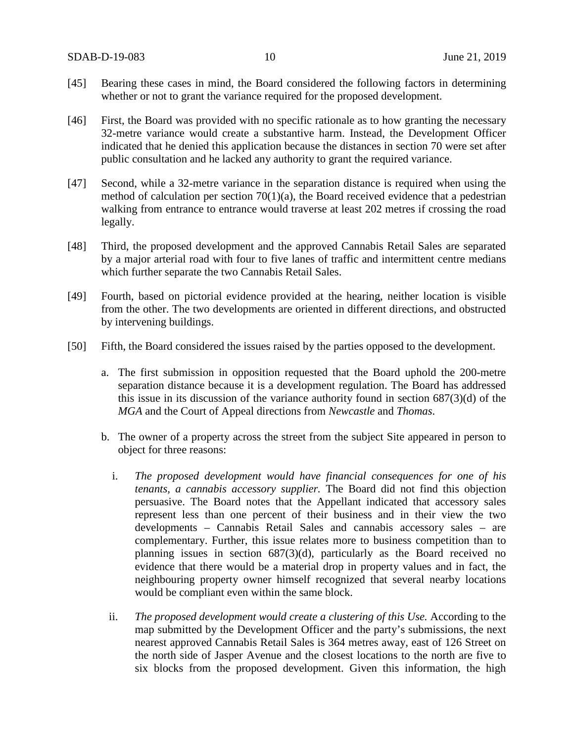[45] Bearing these cases in mind, the Board considered the following factors in determining whether or not to grant the variance required for the proposed development.

[46] First, the Board was provided with no specific rationale as to how granting the necessary 32-metre variance would create a substantive harm. Instead, the Development Officer indicated that he denied this application because the distances in section 70 were set after public consultation and he lacked any authority to grant the required variance.

[47] Second, while a 32-metre variance in the separation distance is required when using the method of calculation per section 70(1)(a), the Board received evidence that a pedestrian walking from entrance to entrance would traverse at least 202 metres if crossing the road legally.

[48] Third, the proposed development and the approved Cannabis Retail Sales are separated by a major arterial road with four to five lanes of traffic and intermittent centre medians which further separate the two Cannabis Retail Sales.

[49] Fourth, based on pictorial evidence provided at the hearing, neither location is visible from the other. The two developments are oriented in different directions, and obstructed by intervening buildings.

[50] Fifth, the Board considered the issues raised by the parties opposed to the development.

a. The first submission in opposition requested that the Board uphold the 200-metre separation distance because it is a development regulation. The Board has addressed this issue in its discussion of the variance authority found in section 687(3)(d) of the *MGA* and the Court of Appeal directions from *Newcastle* and *Thomas*.

b. The owner of a property across the street from the subject Site appeared in person to object for three reasons:

   i. *The proposed development would have financial consequences for one of his tenants, a cannabis accessory supplier.* The Board did not find this objection persuasive. The Board notes that the Appellant indicated that accessory sales represent less than one percent of their business and in their view the two developments – Cannabis Retail Sales and cannabis accessory sales – are complementary. Further, this issue relates more to business competition than to planning issues in section 687(3)(d), particularly as the Board received no evidence that there would be a material drop in property values and in fact, the neighbouring property owner himself recognized that several nearby locations would be compliant even within the same block.

   ii. *The proposed development would create a clustering of this Use.* According to the map submitted by the Development Officer and the party's submissions, the next nearest approved Cannabis Retail Sales is 364 metres away, east of 126 Street on the north side of Jasper Avenue and the closest locations to the north are five to six blocks from the proposed development. Given this information, the high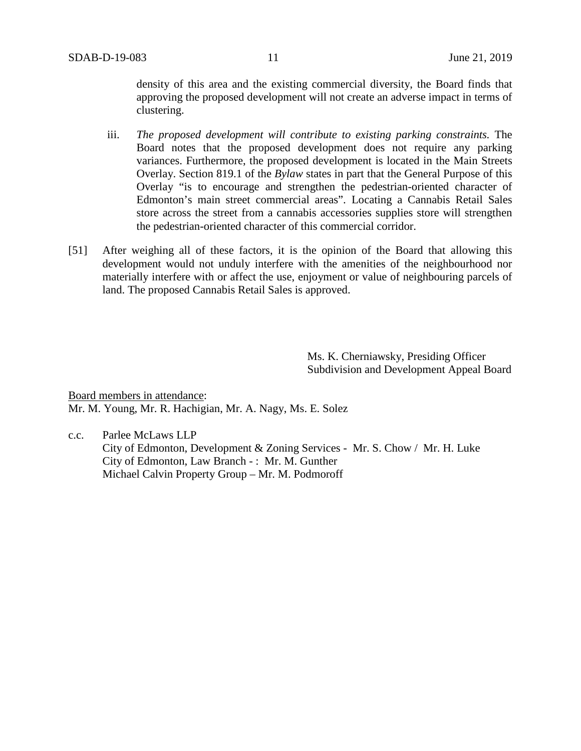density of this area and the existing commercial diversity, the Board finds that approving the proposed development will not create an adverse impact in terms of clustering.

iii. *The proposed development will contribute to existing parking constraints.* The Board notes that the proposed development does not require any parking variances. Furthermore, the proposed development is located in the Main Streets Overlay. Section 819.1 of the *Bylaw* states in part that the General Purpose of this Overlay "is to encourage and strengthen the pedestrian-oriented character of Edmonton's main street commercial areas". Locating a Cannabis Retail Sales store across the street from a cannabis accessories supplies store will strengthen the pedestrian-oriented character of this commercial corridor.

[51] After weighing all of these factors, it is the opinion of the Board that allowing this development would not unduly interfere with the amenities of the neighbourhood nor materially interfere with or affect the use, enjoyment or value of neighbouring parcels of land. The proposed Cannabis Retail Sales is approved.

Ms. K. Cherniawsky, Presiding Officer
Subdivision and Development Appeal Board

Board members in attendance:
Mr. M. Young, Mr. R. Hachigian, Mr. A. Nagy, Ms. E. Solez

c.c. Parlee McLaws LLP
City of Edmonton, Development & Zoning Services - Mr. S. Chow / Mr. H. Luke
City of Edmonton, Law Branch - : Mr. M. Gunther
Michael Calvin Property Group – Mr. M. Podmoroff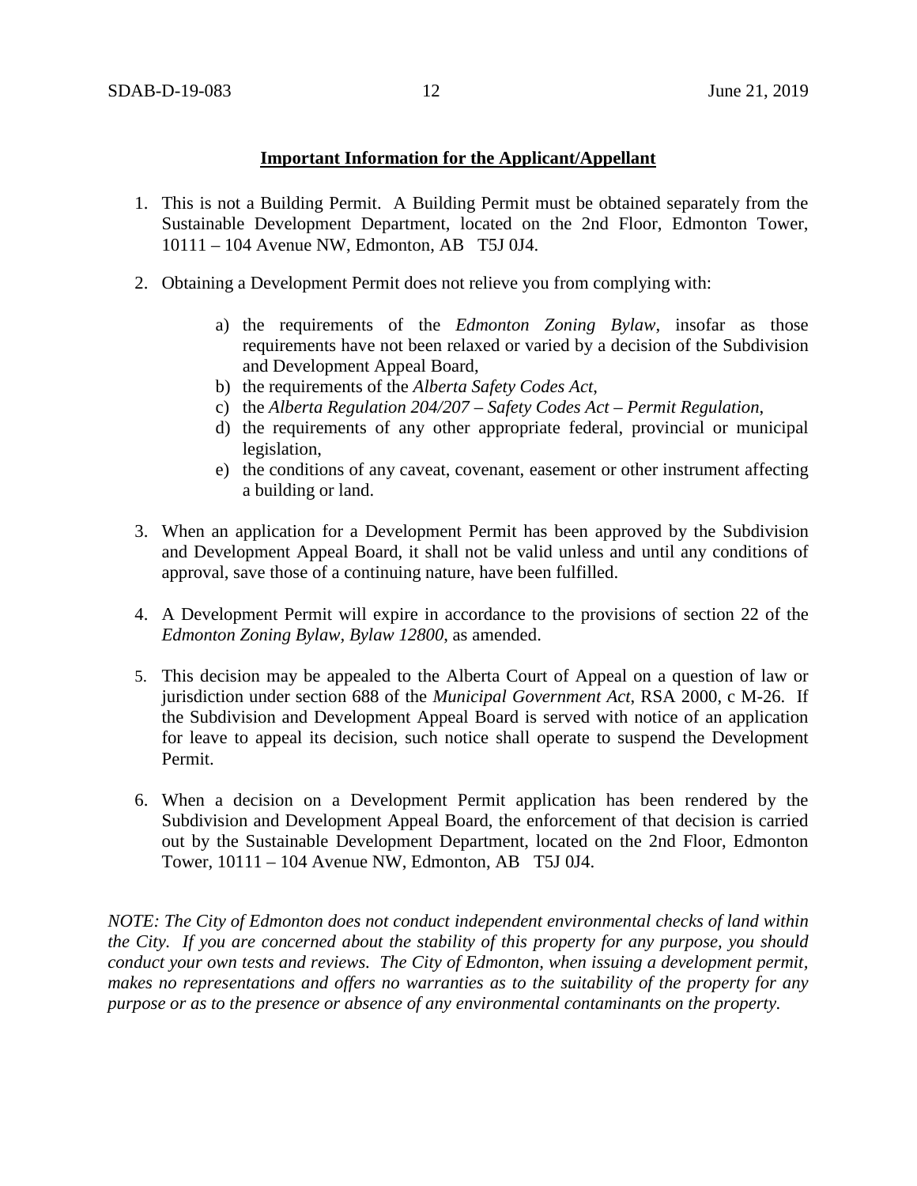**Important Information for the Applicant/Appellant**

1. This is not a Building Permit. A Building Permit must be obtained separately from the Sustainable Development Department, located on the 2nd Floor, Edmonton Tower, 10111 – 104 Avenue NW, Edmonton, AB T5J 0J4.

2. Obtaining a Development Permit does not relieve you from complying with:

    a) the requirements of the *Edmonton Zoning Bylaw*, insofar as those requirements have not been relaxed or varied by a decision of the Subdivision and Development Appeal Board,
    b) the requirements of the *Alberta Safety Codes Act*,
    c) the *Alberta Regulation 204/207 – Safety Codes Act – Permit Regulation*,
    d) the requirements of any other appropriate federal, provincial or municipal legislation,
    e) the conditions of any caveat, covenant, easement or other instrument affecting a building or land.

3. When an application for a Development Permit has been approved by the Subdivision and Development Appeal Board, it shall not be valid unless and until any conditions of approval, save those of a continuing nature, have been fulfilled.

4. A Development Permit will expire in accordance to the provisions of section 22 of the *Edmonton Zoning Bylaw, Bylaw 12800*, as amended.

5. This decision may be appealed to the Alberta Court of Appeal on a question of law or jurisdiction under section 688 of the *Municipal Government Act*, RSA 2000, c M-26. If the Subdivision and Development Appeal Board is served with notice of an application for leave to appeal its decision, such notice shall operate to suspend the Development Permit.

6. When a decision on a Development Permit application has been rendered by the Subdivision and Development Appeal Board, the enforcement of that decision is carried out by the Sustainable Development Department, located on the 2nd Floor, Edmonton Tower, 10111 – 104 Avenue NW, Edmonton, AB T5J 0J4.

*NOTE: The City of Edmonton does not conduct independent environmental checks of land within the City. If you are concerned about the stability of this property for any purpose, you should conduct your own tests and reviews. The City of Edmonton, when issuing a development permit, makes no representations and offers no warranties as to the suitability of the property for any purpose or as to the presence or absence of any environmental contaminants on the property.*